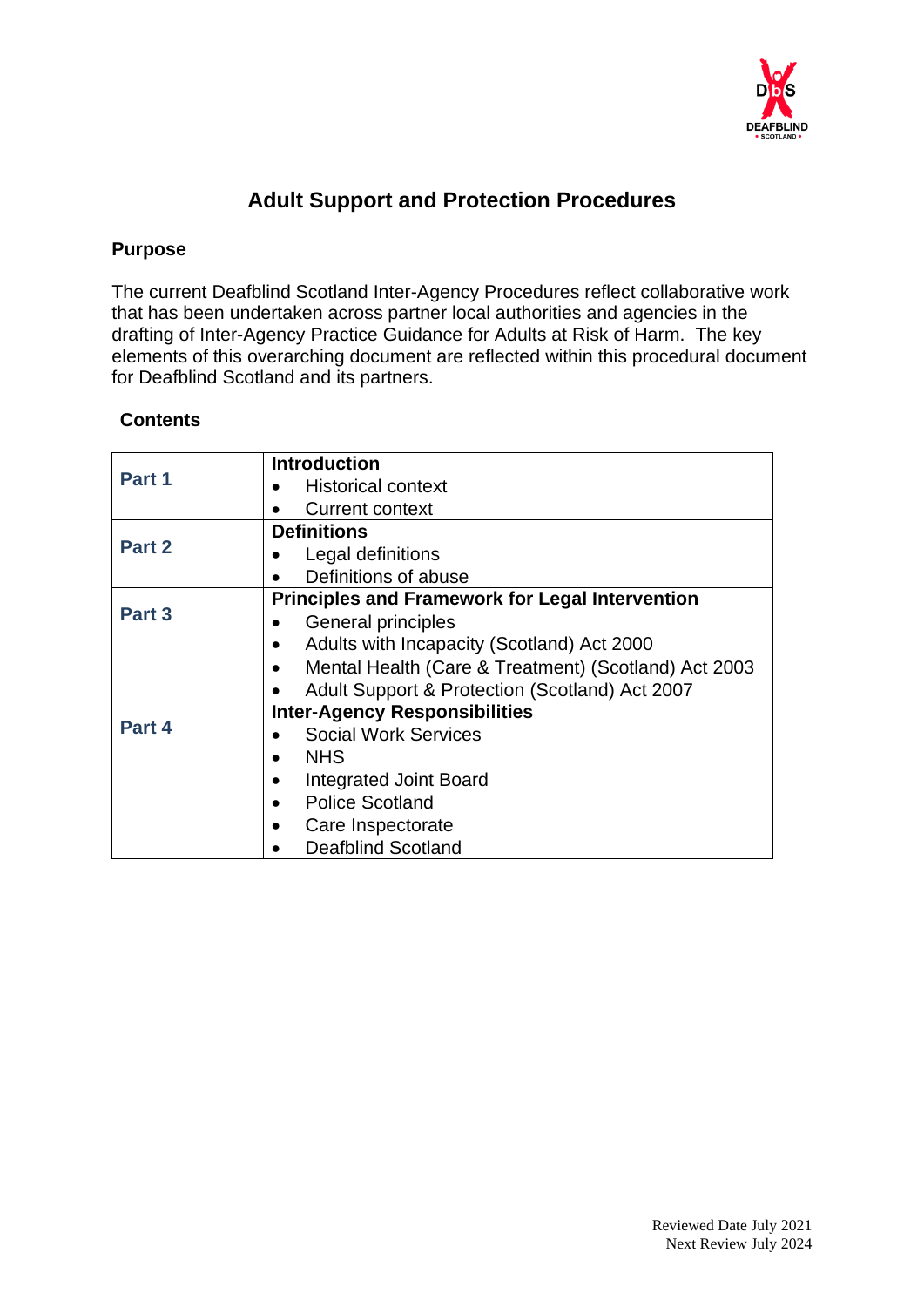# Adult Support and Protection Procedures

## Purpose

The current Deafblind Scotland Inter-Agency Procedures reflect collaborative work that has been undertaken across partner local authorities and agencies in the drafting of Inter-Agency Practice Guidance for Adults at Risk of Harm. The key elements of this overarching document are reflected within this procedural document for Deafblind Scotland and its partners.

## Contents

| | |
|---|---|
| **Part 1** | **Introduction**<br>• Historical context<br>• Current context |
| **Part 2** | **Definitions**<br>• Legal definitions<br>• Definitions of abuse |
| **Part 3** | **Principles and Framework for Legal Intervention**<br>• General principles<br>• Adults with Incapacity (Scotland) Act 2000<br>• Mental Health (Care & Treatment) (Scotland) Act 2003<br>• Adult Support & Protection (Scotland) Act 2007 |
| **Part 4** | **Inter-Agency Responsibilities**<br>• Social Work Services<br>• NHS<br>• Integrated Joint Board<br>• Police Scotland<br>• Care Inspectorate<br>• Deafblind Scotland |

Reviewed Date July 2021
Next Review July 2024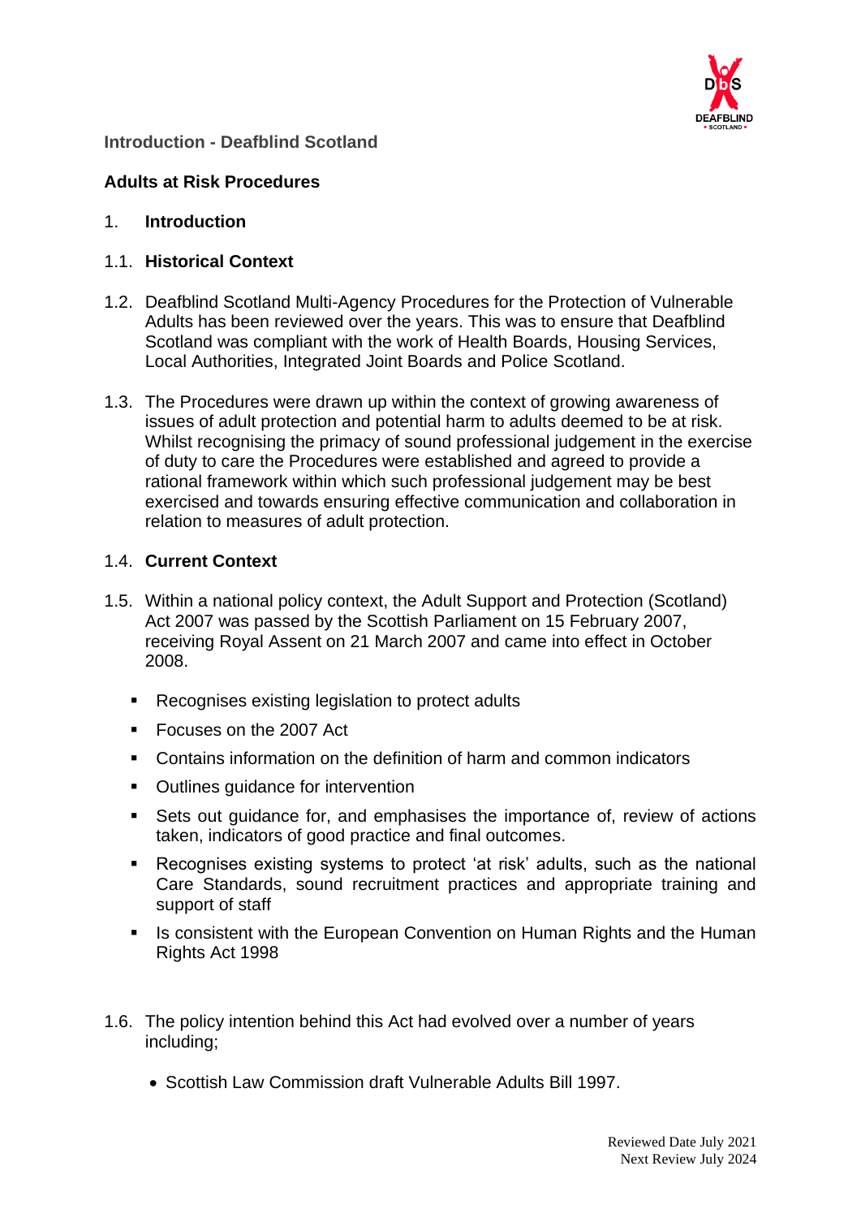**Introduction - Deafblind Scotland**

## Adults at Risk Procedures

1. **Introduction**

1.1. **Historical Context**

1.2. Deafblind Scotland Multi-Agency Procedures for the Protection of Vulnerable Adults has been reviewed over the years. This was to ensure that Deafblind Scotland was compliant with the work of Health Boards, Housing Services, Local Authorities, Integrated Joint Boards and Police Scotland.

1.3. The Procedures were drawn up within the context of growing awareness of issues of adult protection and potential harm to adults deemed to be at risk. Whilst recognising the primacy of sound professional judgement in the exercise of duty to care the Procedures were established and agreed to provide a rational framework within which such professional judgement may be best exercised and towards ensuring effective communication and collaboration in relation to measures of adult protection.

1.4. **Current Context**

1.5. Within a national policy context, the Adult Support and Protection (Scotland) Act 2007 was passed by the Scottish Parliament on 15 February 2007, receiving Royal Assent on 21 March 2007 and came into effect in October 2008.

- Recognises existing legislation to protect adults
- Focuses on the 2007 Act
- Contains information on the definition of harm and common indicators
- Outlines guidance for intervention
- Sets out guidance for, and emphasises the importance of, review of actions taken, indicators of good practice and final outcomes.
- Recognises existing systems to protect 'at risk' adults, such as the national Care Standards, sound recruitment practices and appropriate training and support of staff
- Is consistent with the European Convention on Human Rights and the Human Rights Act 1998

1.6. The policy intention behind this Act had evolved over a number of years including;

- Scottish Law Commission draft Vulnerable Adults Bill 1997.

Reviewed Date July 2021
Next Review July 2024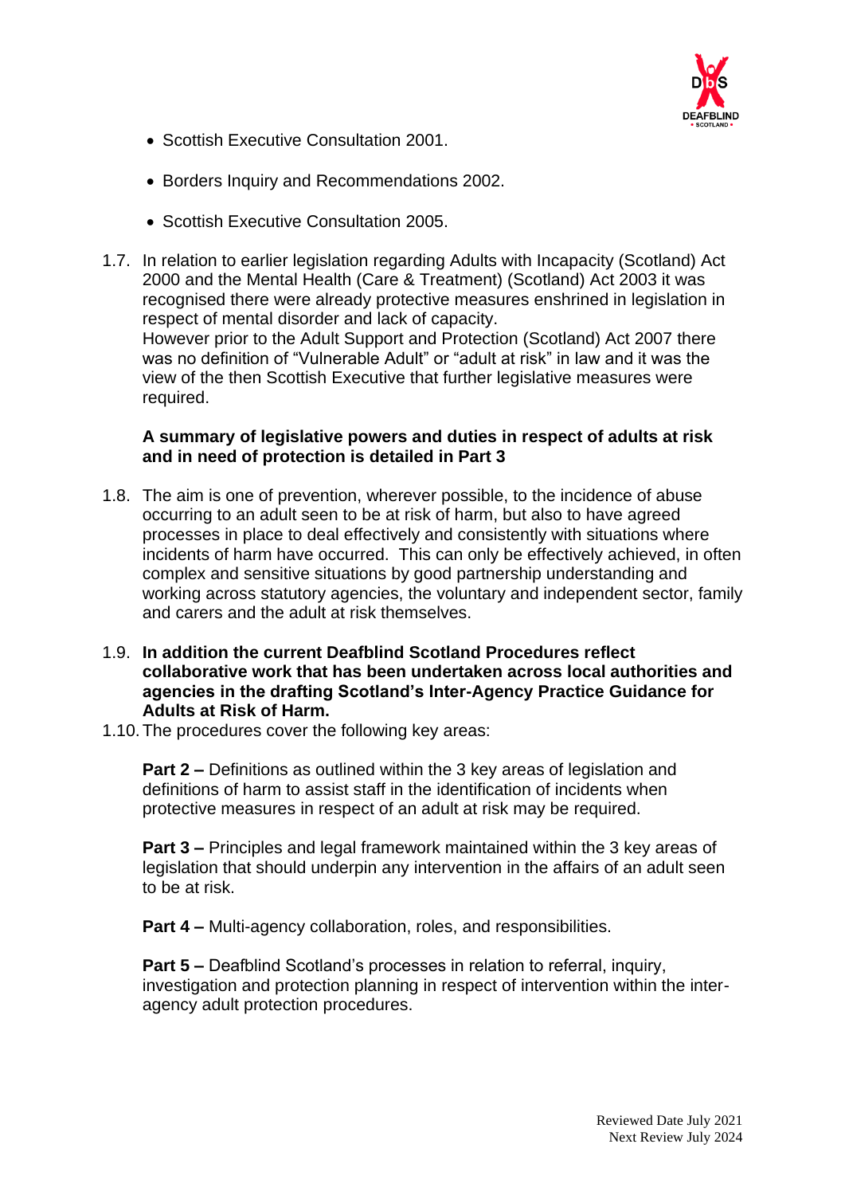- Scottish Executive Consultation 2001.
- Borders Inquiry and Recommendations 2002.
- Scottish Executive Consultation 2005.

1.7. In relation to earlier legislation regarding Adults with Incapacity (Scotland) Act 2000 and the Mental Health (Care & Treatment) (Scotland) Act 2003 it was recognised there were already protective measures enshrined in legislation in respect of mental disorder and lack of capacity.
However prior to the Adult Support and Protection (Scotland) Act 2007 there was no definition of "Vulnerable Adult" or "adult at risk" in law and it was the view of the then Scottish Executive that further legislative measures were required.

**A summary of legislative powers and duties in respect of adults at risk and in need of protection is detailed in Part 3**

1.8. The aim is one of prevention, wherever possible, to the incidence of abuse occurring to an adult seen to be at risk of harm, but also to have agreed processes in place to deal effectively and consistently with situations where incidents of harm have occurred. This can only be effectively achieved, in often complex and sensitive situations by good partnership understanding and working across statutory agencies, the voluntary and independent sector, family and carers and the adult at risk themselves.

1.9. **In addition the current Deafblind Scotland Procedures reflect collaborative work that has been undertaken across local authorities and agencies in the drafting Scotland's Inter-Agency Practice Guidance for Adults at Risk of Harm.**

1.10. The procedures cover the following key areas:

**Part 2 –** Definitions as outlined within the 3 key areas of legislation and definitions of harm to assist staff in the identification of incidents when protective measures in respect of an adult at risk may be required.

**Part 3 –** Principles and legal framework maintained within the 3 key areas of legislation that should underpin any intervention in the affairs of an adult seen to be at risk.

**Part 4 –** Multi-agency collaboration, roles, and responsibilities.

**Part 5 –** Deafblind Scotland's processes in relation to referral, inquiry, investigation and protection planning in respect of intervention within the inter-agency adult protection procedures.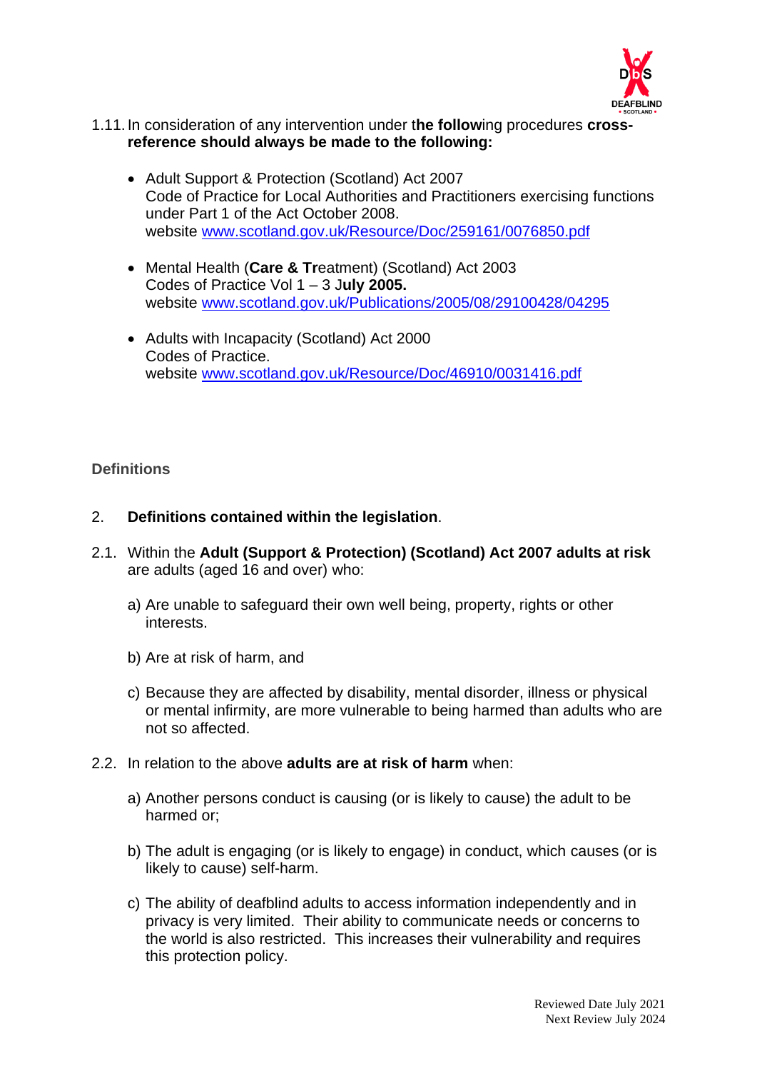1.11. In consideration of any intervention under the following procedures **cross-reference should always be made to the following:**

- Adult Support & Protection (Scotland) Act 2007
  Code of Practice for Local Authorities and Practitioners exercising functions under Part 1 of the Act October 2008.
  website www.scotland.gov.uk/Resource/Doc/259161/0076850.pdf

- Mental Health (**Care & Tr**eatment) (Scotland) Act 2003
  Codes of Practice Vol 1 – 3 J**uly 2005.**
  website www.scotland.gov.uk/Publications/2005/08/29100428/04295

- Adults with Incapacity (Scotland) Act 2000
  Codes of Practice.
  website www.scotland.gov.uk/Resource/Doc/46910/0031416.pdf

## Definitions

2. **Definitions contained within the legislation**.

2.1. Within the **Adult (Support & Protection) (Scotland) Act 2007 adults at risk** are adults (aged 16 and over) who:

a) Are unable to safeguard their own well being, property, rights or other interests.

b) Are at risk of harm, and

c) Because they are affected by disability, mental disorder, illness or physical or mental infirmity, are more vulnerable to being harmed than adults who are not so affected.

2.2. In relation to the above **adults are at risk of harm** when:

a) Another persons conduct is causing (or is likely to cause) the adult to be harmed or;

b) The adult is engaging (or is likely to engage) in conduct, which causes (or is likely to cause) self-harm.

c) The ability of deafblind adults to access information independently and in privacy is very limited. Their ability to communicate needs or concerns to the world is also restricted. This increases their vulnerability and requires this protection policy.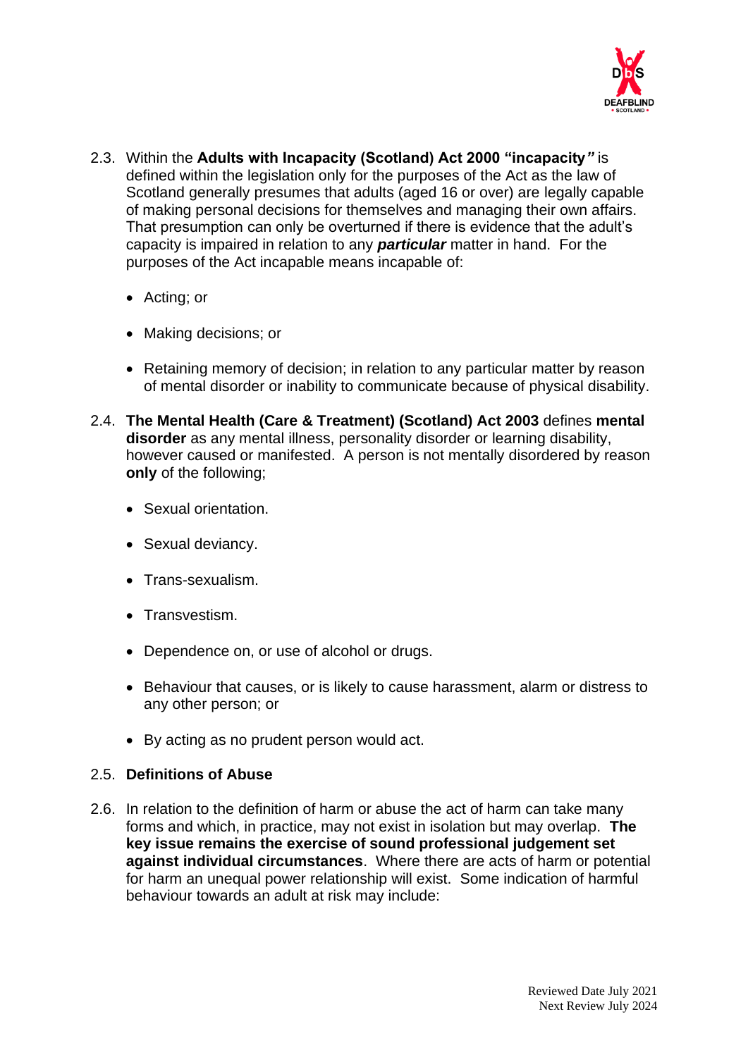2.3. Within the **Adults with Incapacity (Scotland) Act 2000 "incapacity"** is defined within the legislation only for the purposes of the Act as the law of Scotland generally presumes that adults (aged 16 or over) are legally capable of making personal decisions for themselves and managing their own affairs. That presumption can only be overturned if there is evidence that the adult's capacity is impaired in relation to any ***particular*** matter in hand. For the purposes of the Act incapable means incapable of:

- Acting; or
- Making decisions; or
- Retaining memory of decision; in relation to any particular matter by reason of mental disorder or inability to communicate because of physical disability.

2.4. **The Mental Health (Care & Treatment) (Scotland) Act 2003** defines **mental disorder** as any mental illness, personality disorder or learning disability, however caused or manifested. A person is not mentally disordered by reason **only** of the following;

- Sexual orientation.
- Sexual deviancy.
- Trans-sexualism.
- Transvestism.
- Dependence on, or use of alcohol or drugs.
- Behaviour that causes, or is likely to cause harassment, alarm or distress to any other person; or
- By acting as no prudent person would act.

2.5. **Definitions of Abuse**

2.6. In relation to the definition of harm or abuse the act of harm can take many forms and which, in practice, may not exist in isolation but may overlap. **The key issue remains the exercise of sound professional judgement set against individual circumstances**. Where there are acts of harm or potential for harm an unequal power relationship will exist. Some indication of harmful behaviour towards an adult at risk may include: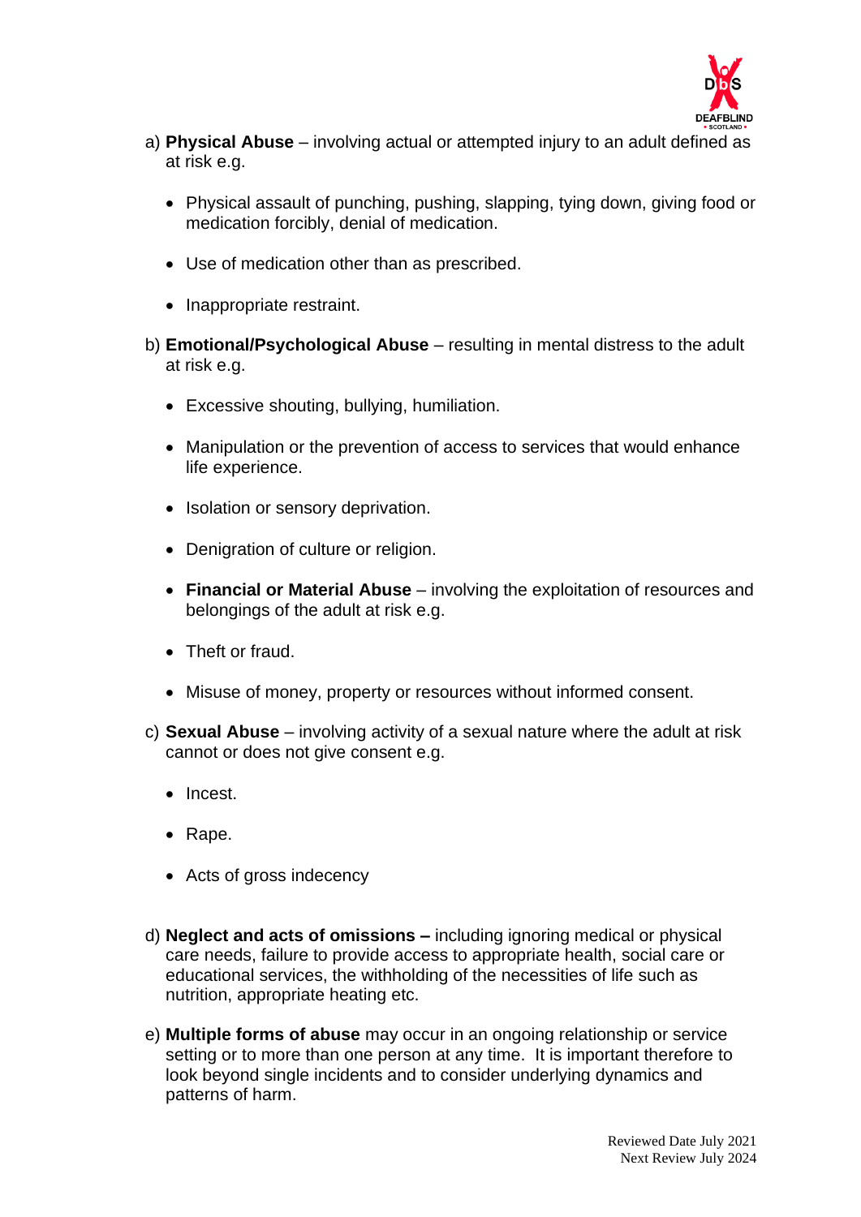a) **Physical Abuse** – involving actual or attempted injury to an adult defined as at risk e.g.

- Physical assault of punching, pushing, slapping, tying down, giving food or medication forcibly, denial of medication.
- Use of medication other than as prescribed.
- Inappropriate restraint.

b) **Emotional/Psychological Abuse** – resulting in mental distress to the adult at risk e.g.

- Excessive shouting, bullying, humiliation.
- Manipulation or the prevention of access to services that would enhance life experience.
- Isolation or sensory deprivation.
- Denigration of culture or religion.
- **Financial or Material Abuse** – involving the exploitation of resources and belongings of the adult at risk e.g.
- Theft or fraud.
- Misuse of money, property or resources without informed consent.

c) **Sexual Abuse** – involving activity of a sexual nature where the adult at risk cannot or does not give consent e.g.

- Incest.
- Rape.
- Acts of gross indecency

d) **Neglect and acts of omissions –** including ignoring medical or physical care needs, failure to provide access to appropriate health, social care or educational services, the withholding of the necessities of life such as nutrition, appropriate heating etc.

e) **Multiple forms of abuse** may occur in an ongoing relationship or service setting or to more than one person at any time. It is important therefore to look beyond single incidents and to consider underlying dynamics and patterns of harm.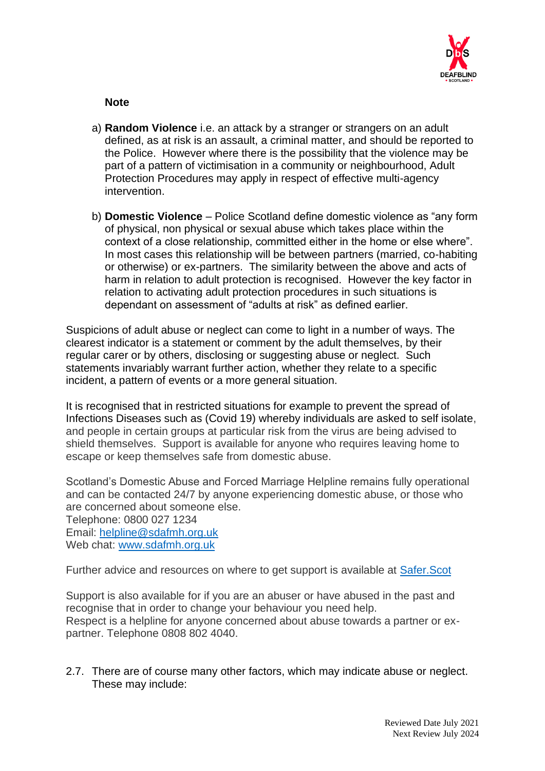**Note**

a) **Random Violence** i.e. an attack by a stranger or strangers on an adult defined, as at risk is an assault, a criminal matter, and should be reported to the Police. However where there is the possibility that the violence may be part of a pattern of victimisation in a community or neighbourhood, Adult Protection Procedures may apply in respect of effective multi-agency intervention.

b) **Domestic Violence** – Police Scotland define domestic violence as "any form of physical, non physical or sexual abuse which takes place within the context of a close relationship, committed either in the home or else where". In most cases this relationship will be between partners (married, co-habiting or otherwise) or ex-partners. The similarity between the above and acts of harm in relation to adult protection is recognised. However the key factor in relation to activating adult protection procedures in such situations is dependant on assessment of "adults at risk" as defined earlier.

Suspicions of adult abuse or neglect can come to light in a number of ways. The clearest indicator is a statement or comment by the adult themselves, by their regular carer or by others, disclosing or suggesting abuse or neglect. Such statements invariably warrant further action, whether they relate to a specific incident, a pattern of events or a more general situation.

It is recognised that in restricted situations for example to prevent the spread of Infections Diseases such as (Covid 19) whereby individuals are asked to self isolate, and people in certain groups at particular risk from the virus are being advised to shield themselves. Support is available for anyone who requires leaving home to escape or keep themselves safe from domestic abuse.

Scotland's Domestic Abuse and Forced Marriage Helpline remains fully operational and can be contacted 24/7 by anyone experiencing domestic abuse, or those who are concerned about someone else.
Telephone: 0800 027 1234
Email: helpline@sdafmh.org.uk
Web chat: www.sdafmh.org.uk

Further advice and resources on where to get support is available at Safer.Scot

Support is also available for if you are an abuser or have abused in the past and recognise that in order to change your behaviour you need help.
Respect is a helpline for anyone concerned about abuse towards a partner or ex-partner. Telephone 0808 802 4040.

2.7. There are of course many other factors, which may indicate abuse or neglect. These may include: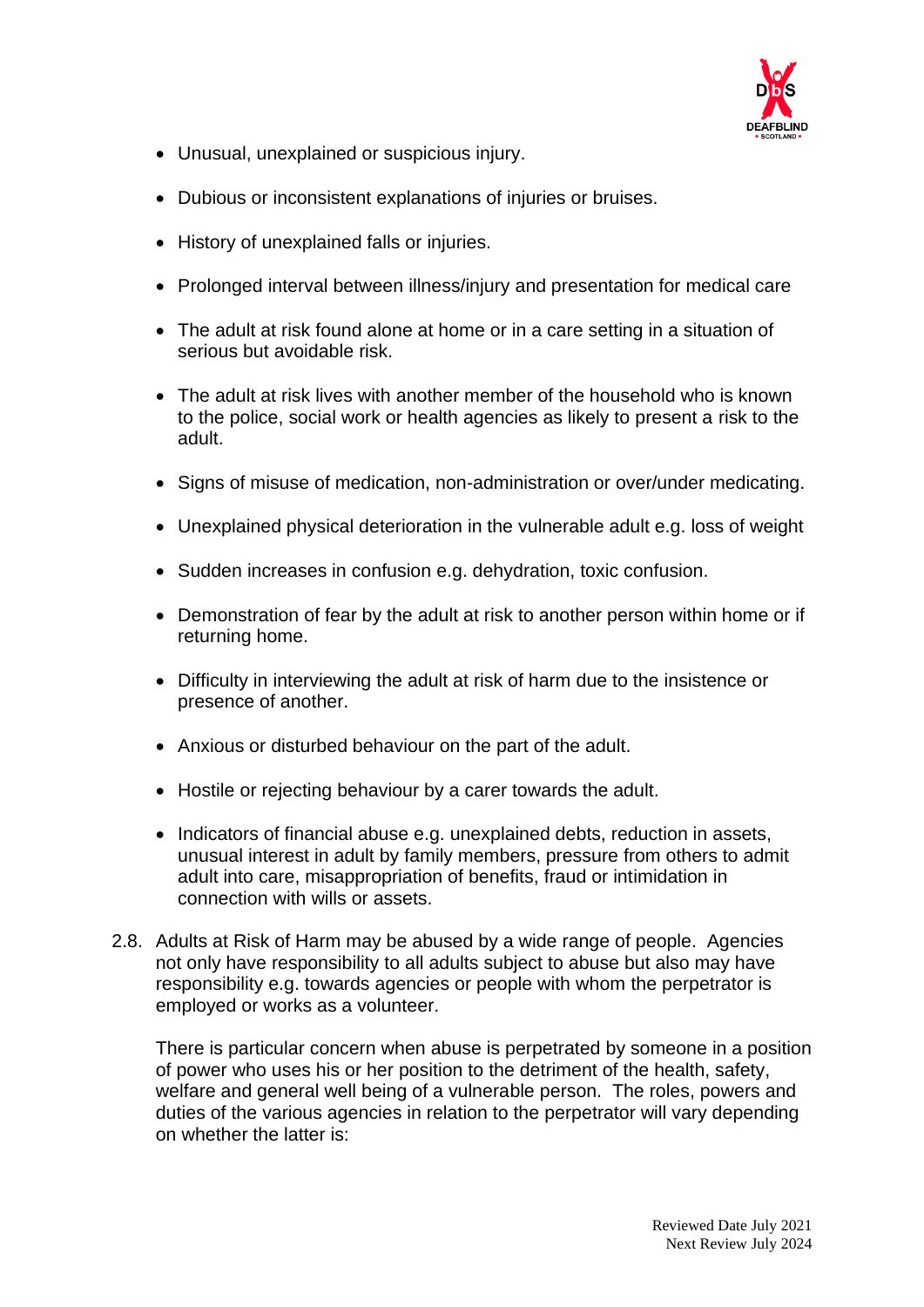- Unusual, unexplained or suspicious injury.
- Dubious or inconsistent explanations of injuries or bruises.
- History of unexplained falls or injuries.
- Prolonged interval between illness/injury and presentation for medical care
- The adult at risk found alone at home or in a care setting in a situation of serious but avoidable risk.
- The adult at risk lives with another member of the household who is known to the police, social work or health agencies as likely to present a risk to the adult.
- Signs of misuse of medication, non-administration or over/under medicating.
- Unexplained physical deterioration in the vulnerable adult e.g. loss of weight
- Sudden increases in confusion e.g. dehydration, toxic confusion.
- Demonstration of fear by the adult at risk to another person within home or if returning home.
- Difficulty in interviewing the adult at risk of harm due to the insistence or presence of another.
- Anxious or disturbed behaviour on the part of the adult.
- Hostile or rejecting behaviour by a carer towards the adult.
- Indicators of financial abuse e.g. unexplained debts, reduction in assets, unusual interest in adult by family members, pressure from others to admit adult into care, misappropriation of benefits, fraud or intimidation in connection with wills or assets.

2.8. Adults at Risk of Harm may be abused by a wide range of people. Agencies not only have responsibility to all adults subject to abuse but also may have responsibility e.g. towards agencies or people with whom the perpetrator is employed or works as a volunteer.

There is particular concern when abuse is perpetrated by someone in a position of power who uses his or her position to the detriment of the health, safety, welfare and general well being of a vulnerable person. The roles, powers and duties of the various agencies in relation to the perpetrator will vary depending on whether the latter is: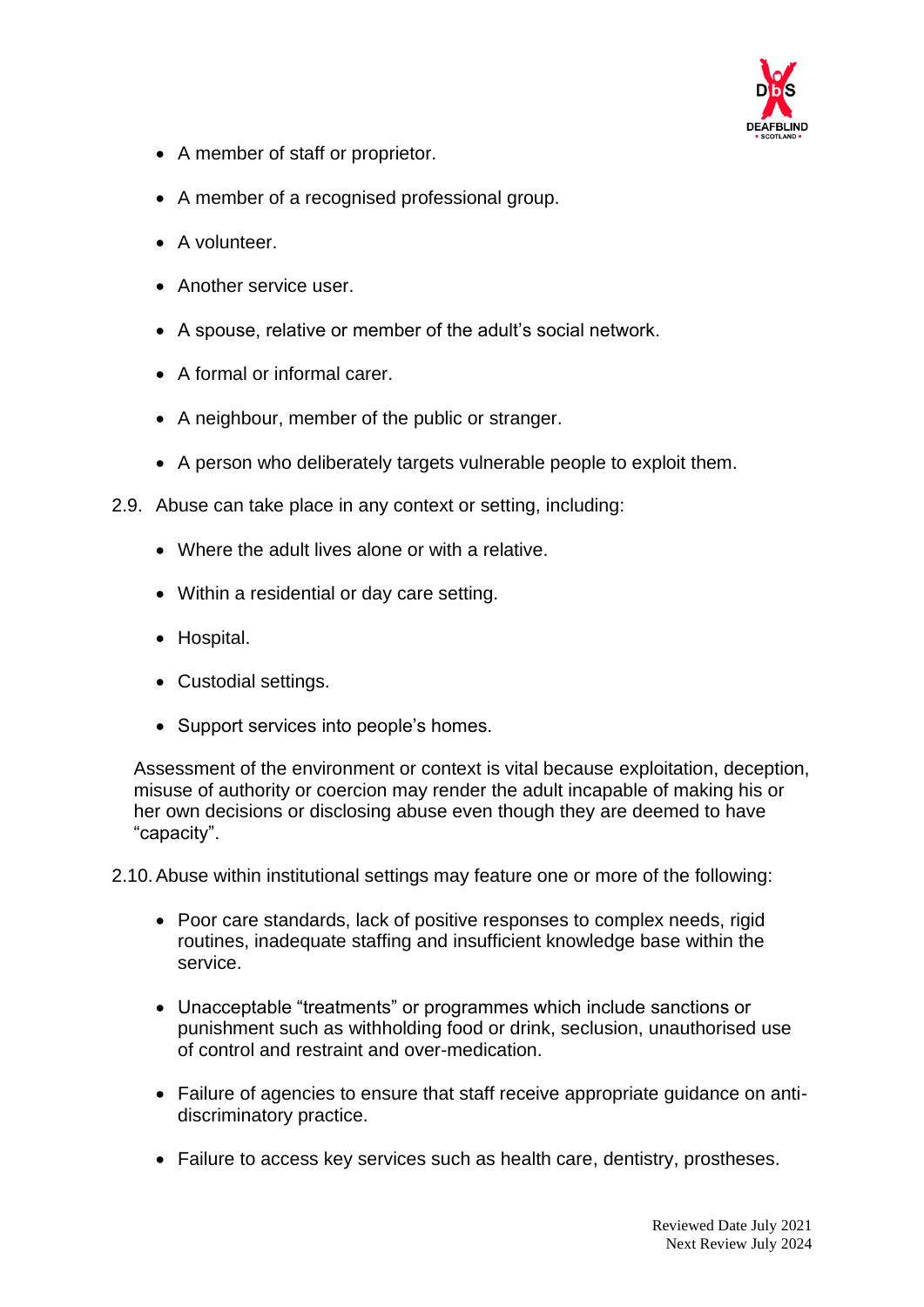- A member of staff or proprietor.
- A member of a recognised professional group.
- A volunteer.
- Another service user.
- A spouse, relative or member of the adult's social network.
- A formal or informal carer.
- A neighbour, member of the public or stranger.
- A person who deliberately targets vulnerable people to exploit them.

2.9. Abuse can take place in any context or setting, including:

- Where the adult lives alone or with a relative.
- Within a residential or day care setting.
- Hospital.
- Custodial settings.
- Support services into people's homes.

Assessment of the environment or context is vital because exploitation, deception, misuse of authority or coercion may render the adult incapable of making his or her own decisions or disclosing abuse even though they are deemed to have "capacity".

2.10. Abuse within institutional settings may feature one or more of the following:

- Poor care standards, lack of positive responses to complex needs, rigid routines, inadequate staffing and insufficient knowledge base within the service.
- Unacceptable "treatments" or programmes which include sanctions or punishment such as withholding food or drink, seclusion, unauthorised use of control and restraint and over-medication.
- Failure of agencies to ensure that staff receive appropriate guidance on anti-discriminatory practice.
- Failure to access key services such as health care, dentistry, prostheses.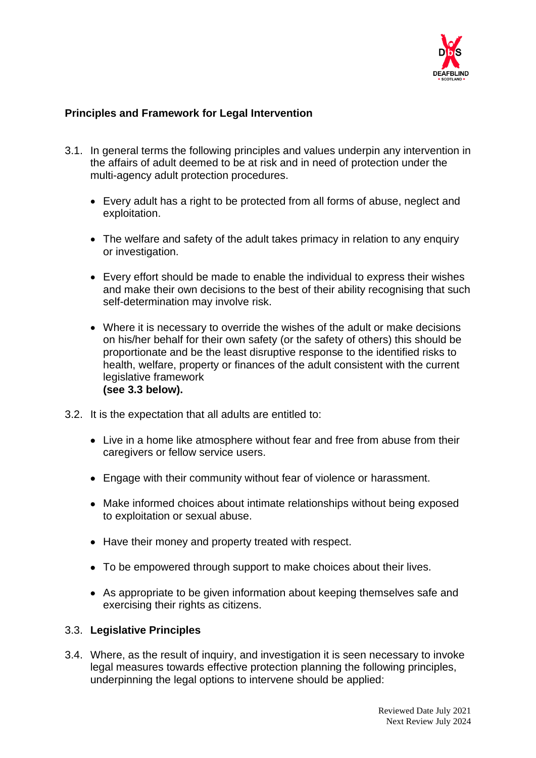**Principles and Framework for Legal Intervention**

3.1. In general terms the following principles and values underpin any intervention in the affairs of adult deemed to be at risk and in need of protection under the multi-agency adult protection procedures.

- Every adult has a right to be protected from all forms of abuse, neglect and exploitation.
- The welfare and safety of the adult takes primacy in relation to any enquiry or investigation.
- Every effort should be made to enable the individual to express their wishes and make their own decisions to the best of their ability recognising that such self-determination may involve risk.
- Where it is necessary to override the wishes of the adult or make decisions on his/her behalf for their own safety (or the safety of others) this should be proportionate and be the least disruptive response to the identified risks to health, welfare, property or finances of the adult consistent with the current legislative framework
  **(see 3.3 below).**

3.2. It is the expectation that all adults are entitled to:

- Live in a home like atmosphere without fear and free from abuse from their caregivers or fellow service users.
- Engage with their community without fear of violence or harassment.
- Make informed choices about intimate relationships without being exposed to exploitation or sexual abuse.
- Have their money and property treated with respect.
- To be empowered through support to make choices about their lives.
- As appropriate to be given information about keeping themselves safe and exercising their rights as citizens.

3.3. **Legislative Principles**

3.4. Where, as the result of inquiry, and investigation it is seen necessary to invoke legal measures towards effective protection planning the following principles, underpinning the legal options to intervene should be applied: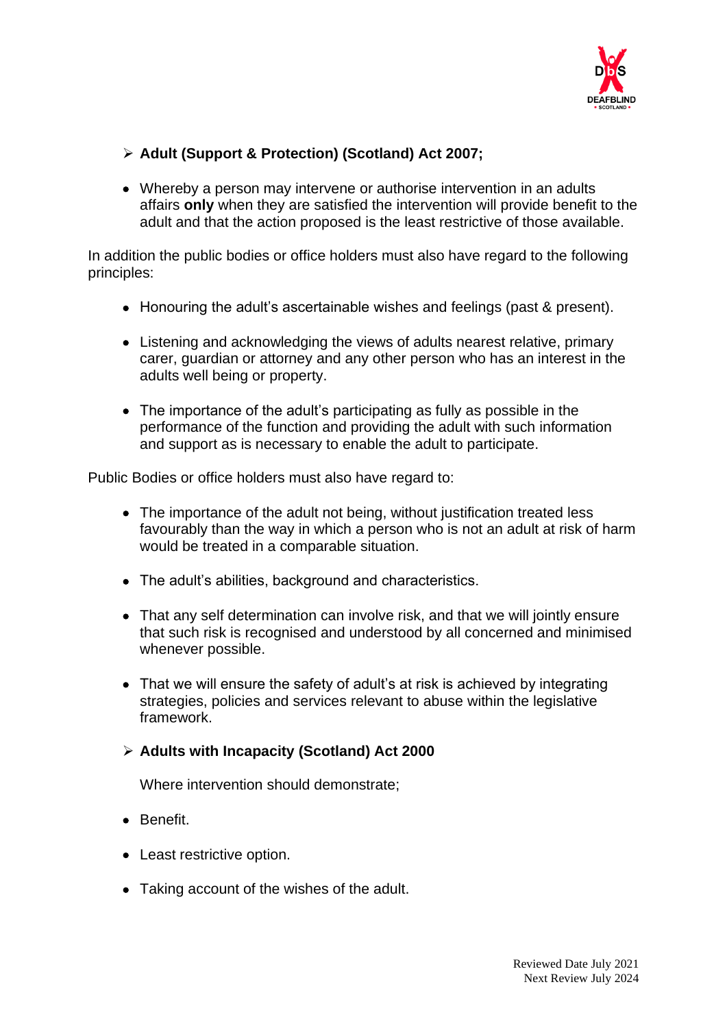- **Adult (Support & Protection) (Scotland) Act 2007;**

- Whereby a person may intervene or authorise intervention in an adults affairs **only** when they are satisfied the intervention will provide benefit to the adult and that the action proposed is the least restrictive of those available.

In addition the public bodies or office holders must also have regard to the following principles:

- Honouring the adult's ascertainable wishes and feelings (past & present).
- Listening and acknowledging the views of adults nearest relative, primary carer, guardian or attorney and any other person who has an interest in the adults well being or property.
- The importance of the adult's participating as fully as possible in the performance of the function and providing the adult with such information and support as is necessary to enable the adult to participate.

Public Bodies or office holders must also have regard to:

- The importance of the adult not being, without justification treated less favourably than the way in which a person who is not an adult at risk of harm would be treated in a comparable situation.
- The adult's abilities, background and characteristics.
- That any self determination can involve risk, and that we will jointly ensure that such risk is recognised and understood by all concerned and minimised whenever possible.
- That we will ensure the safety of adult's at risk is achieved by integrating strategies, policies and services relevant to abuse within the legislative framework.

- **Adults with Incapacity (Scotland) Act 2000**

Where intervention should demonstrate;

- Benefit.
- Least restrictive option.
- Taking account of the wishes of the adult.

Reviewed Date July 2021
Next Review July 2024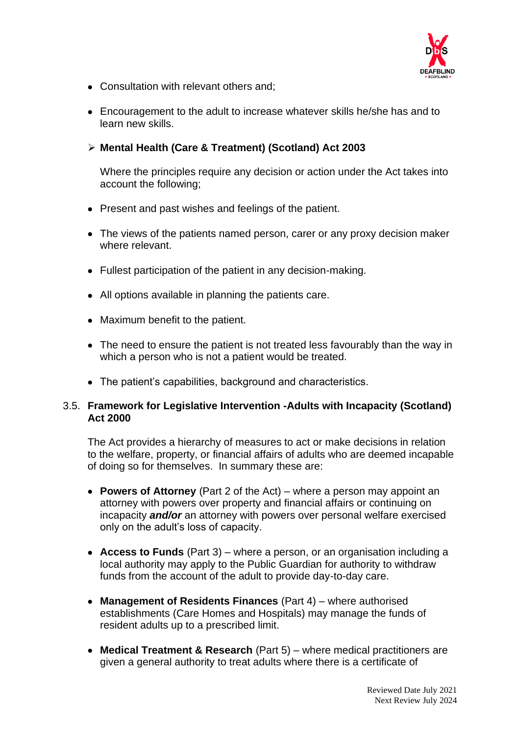- Consultation with relevant others and;

- Encouragement to the adult to increase whatever skills he/she has and to learn new skills.

➢ **Mental Health (Care & Treatment) (Scotland) Act 2003**

Where the principles require any decision or action under the Act takes into account the following;

- Present and past wishes and feelings of the patient.

- The views of the patients named person, carer or any proxy decision maker where relevant.

- Fullest participation of the patient in any decision-making.

- All options available in planning the patients care.

- Maximum benefit to the patient.

- The need to ensure the patient is not treated less favourably than the way in which a person who is not a patient would be treated.

- The patient's capabilities, background and characteristics.

### 3.5. Framework for Legislative Intervention -Adults with Incapacity (Scotland) Act 2000

The Act provides a hierarchy of measures to act or make decisions in relation to the welfare, property, or financial affairs of adults who are deemed incapable of doing so for themselves. In summary these are:

- **Powers of Attorney** (Part 2 of the Act) – where a person may appoint an attorney with powers over property and financial affairs or continuing on incapacity ***and/or*** an attorney with powers over personal welfare exercised only on the adult's loss of capacity.

- **Access to Funds** (Part 3) – where a person, or an organisation including a local authority may apply to the Public Guardian for authority to withdraw funds from the account of the adult to provide day-to-day care.

- **Management of Residents Finances** (Part 4) – where authorised establishments (Care Homes and Hospitals) may manage the funds of resident adults up to a prescribed limit.

- **Medical Treatment & Research** (Part 5) – where medical practitioners are given a general authority to treat adults where there is a certificate of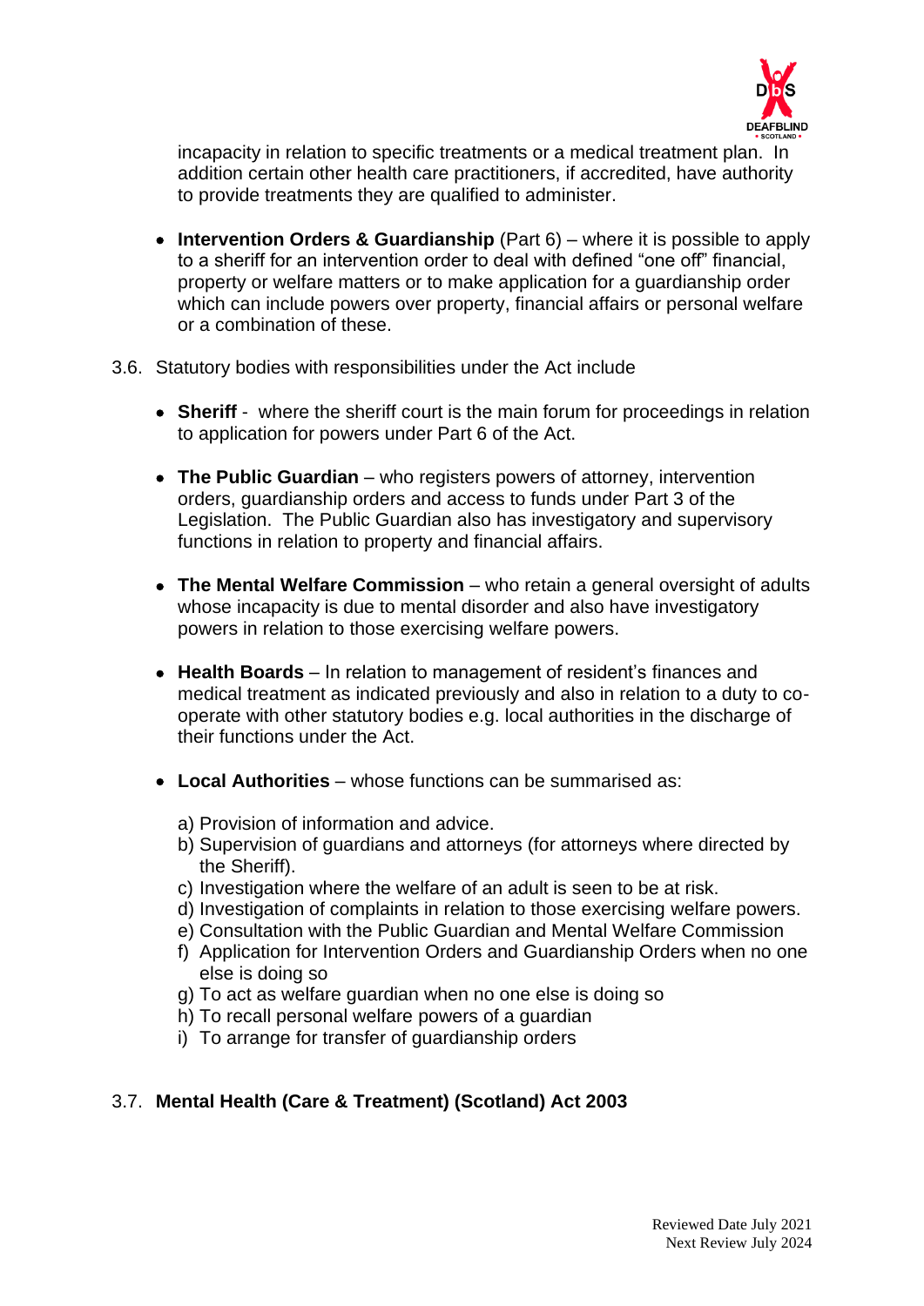incapacity in relation to specific treatments or a medical treatment plan. In addition certain other health care practitioners, if accredited, have authority to provide treatments they are qualified to administer.

- **Intervention Orders & Guardianship** (Part 6) – where it is possible to apply to a sheriff for an intervention order to deal with defined "one off" financial, property or welfare matters or to make application for a guardianship order which can include powers over property, financial affairs or personal welfare or a combination of these.

3.6. Statutory bodies with responsibilities under the Act include

- **Sheriff** - where the sheriff court is the main forum for proceedings in relation to application for powers under Part 6 of the Act.

- **The Public Guardian** – who registers powers of attorney, intervention orders, guardianship orders and access to funds under Part 3 of the Legislation. The Public Guardian also has investigatory and supervisory functions in relation to property and financial affairs.

- **The Mental Welfare Commission** – who retain a general oversight of adults whose incapacity is due to mental disorder and also have investigatory powers in relation to those exercising welfare powers.

- **Health Boards** – In relation to management of resident's finances and medical treatment as indicated previously and also in relation to a duty to co-operate with other statutory bodies e.g. local authorities in the discharge of their functions under the Act.

- **Local Authorities** – whose functions can be summarised as:

  a) Provision of information and advice.
  b) Supervision of guardians and attorneys (for attorneys where directed by the Sheriff).
  c) Investigation where the welfare of an adult is seen to be at risk.
  d) Investigation of complaints in relation to those exercising welfare powers.
  e) Consultation with the Public Guardian and Mental Welfare Commission
  f) Application for Intervention Orders and Guardianship Orders when no one else is doing so
  g) To act as welfare guardian when no one else is doing so
  h) To recall personal welfare powers of a guardian
  i) To arrange for transfer of guardianship orders

3.7. **Mental Health (Care & Treatment) (Scotland) Act 2003**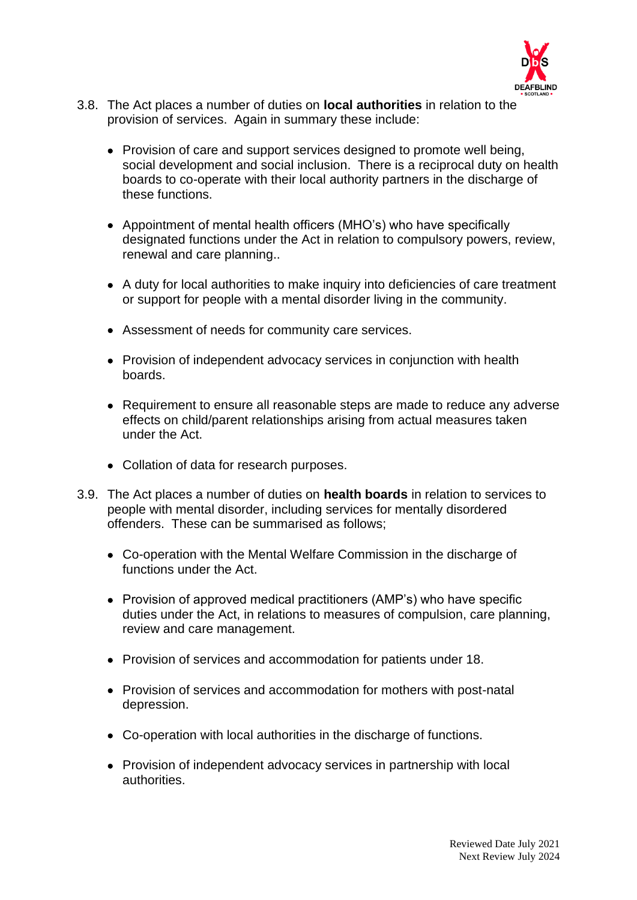3.8. The Act places a number of duties on **local authorities** in relation to the provision of services. Again in summary these include:

- Provision of care and support services designed to promote well being, social development and social inclusion. There is a reciprocal duty on health boards to co-operate with their local authority partners in the discharge of these functions.

- Appointment of mental health officers (MHO's) who have specifically designated functions under the Act in relation to compulsory powers, review, renewal and care planning..

- A duty for local authorities to make inquiry into deficiencies of care treatment or support for people with a mental disorder living in the community.

- Assessment of needs for community care services.

- Provision of independent advocacy services in conjunction with health boards.

- Requirement to ensure all reasonable steps are made to reduce any adverse effects on child/parent relationships arising from actual measures taken under the Act.

- Collation of data for research purposes.

3.9. The Act places a number of duties on **health boards** in relation to services to people with mental disorder, including services for mentally disordered offenders. These can be summarised as follows;

- Co-operation with the Mental Welfare Commission in the discharge of functions under the Act.

- Provision of approved medical practitioners (AMP's) who have specific duties under the Act, in relations to measures of compulsion, care planning, review and care management.

- Provision of services and accommodation for patients under 18.

- Provision of services and accommodation for mothers with post-natal depression.

- Co-operation with local authorities in the discharge of functions.

- Provision of independent advocacy services in partnership with local authorities.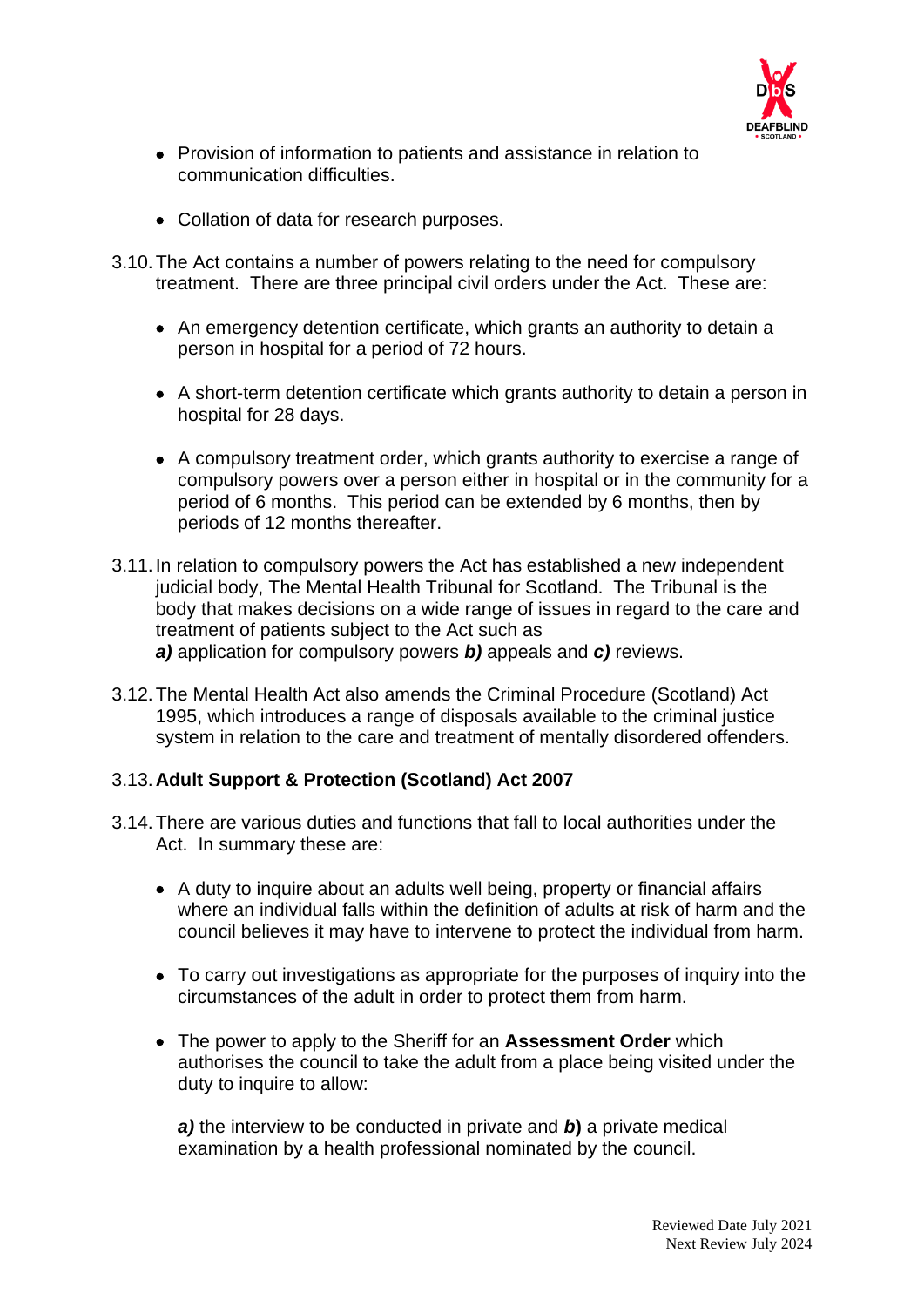- Provision of information to patients and assistance in relation to communication difficulties.

- Collation of data for research purposes.

3.10. The Act contains a number of powers relating to the need for compulsory treatment. There are three principal civil orders under the Act. These are:

- An emergency detention certificate, which grants an authority to detain a person in hospital for a period of 72 hours.

- A short-term detention certificate which grants authority to detain a person in hospital for 28 days.

- A compulsory treatment order, which grants authority to exercise a range of compulsory powers over a person either in hospital or in the community for a period of 6 months. This period can be extended by 6 months, then by periods of 12 months thereafter.

3.11. In relation to compulsory powers the Act has established a new independent judicial body, The Mental Health Tribunal for Scotland. The Tribunal is the body that makes decisions on a wide range of issues in regard to the care and treatment of patients subject to the Act such as
***a)*** application for compulsory powers ***b)*** appeals and ***c)*** reviews.

3.12. The Mental Health Act also amends the Criminal Procedure (Scotland) Act 1995, which introduces a range of disposals available to the criminal justice system in relation to the care and treatment of mentally disordered offenders.

3.13. **Adult Support & Protection (Scotland) Act 2007**

3.14. There are various duties and functions that fall to local authorities under the Act. In summary these are:

- A duty to inquire about an adults well being, property or financial affairs where an individual falls within the definition of adults at risk of harm and the council believes it may have to intervene to protect the individual from harm.

- To carry out investigations as appropriate for the purposes of inquiry into the circumstances of the adult in order to protect them from harm.

- The power to apply to the Sheriff for an **Assessment Order** which authorises the council to take the adult from a place being visited under the duty to inquire to allow:

  ***a)*** the interview to be conducted in private and ***b)*** a private medical examination by a health professional nominated by the council.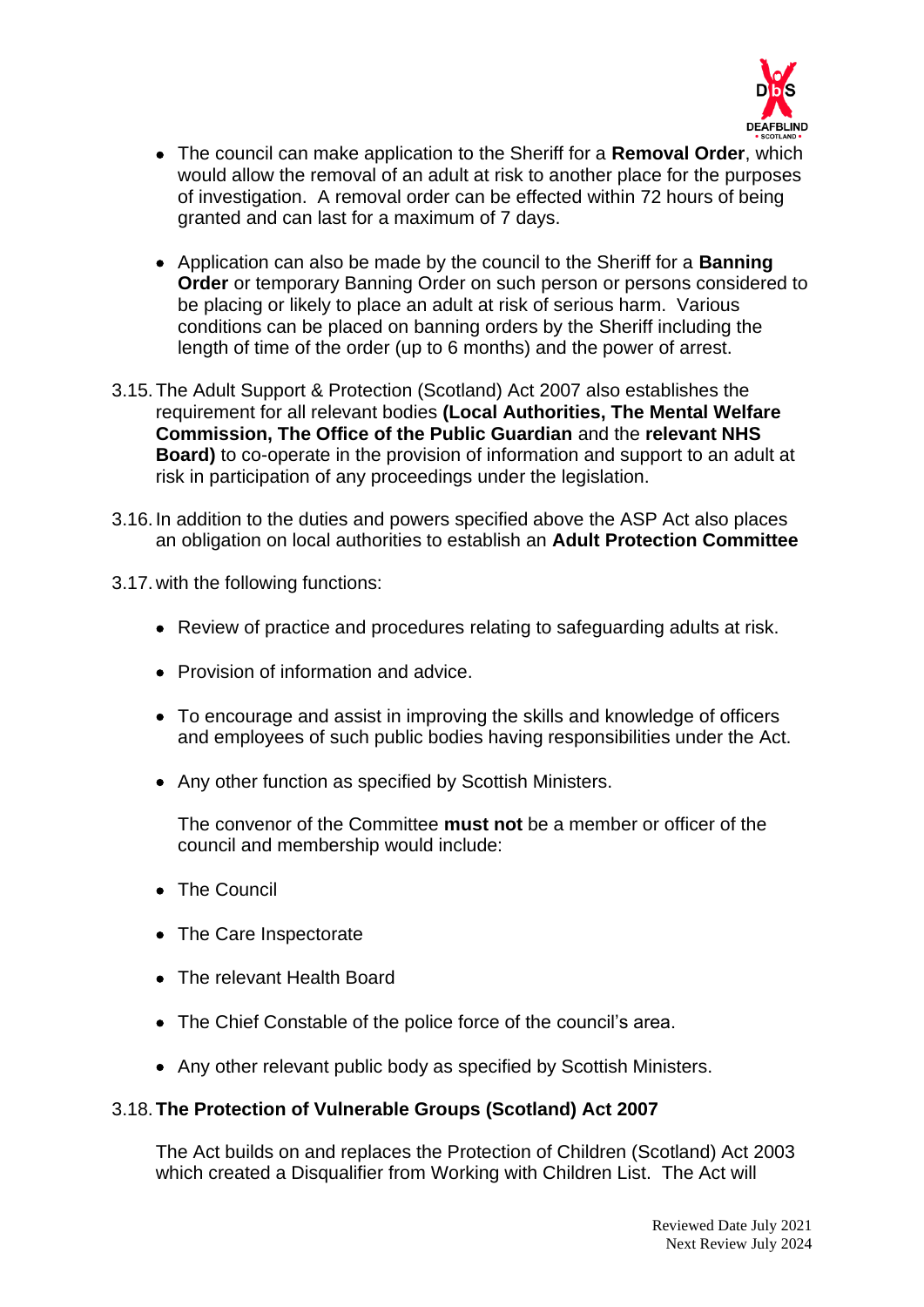- The council can make application to the Sheriff for a **Removal Order**, which would allow the removal of an adult at risk to another place for the purposes of investigation. A removal order can be effected within 72 hours of being granted and can last for a maximum of 7 days.

- Application can also be made by the council to the Sheriff for a **Banning Order** or temporary Banning Order on such person or persons considered to be placing or likely to place an adult at risk of serious harm. Various conditions can be placed on banning orders by the Sheriff including the length of time of the order (up to 6 months) and the power of arrest.

3.15. The Adult Support & Protection (Scotland) Act 2007 also establishes the requirement for all relevant bodies **(Local Authorities, The Mental Welfare Commission, The Office of the Public Guardian** and the **relevant NHS Board)** to co-operate in the provision of information and support to an adult at risk in participation of any proceedings under the legislation.

3.16. In addition to the duties and powers specified above the ASP Act also places an obligation on local authorities to establish an **Adult Protection Committee**

3.17. with the following functions:

- Review of practice and procedures relating to safeguarding adults at risk.

- Provision of information and advice.

- To encourage and assist in improving the skills and knowledge of officers and employees of such public bodies having responsibilities under the Act.

- Any other function as specified by Scottish Ministers.

  The convenor of the Committee **must not** be a member or officer of the council and membership would include:

- The Council

- The Care Inspectorate

- The relevant Health Board

- The Chief Constable of the police force of the council's area.

- Any other relevant public body as specified by Scottish Ministers.

3.18. **The Protection of Vulnerable Groups (Scotland) Act 2007**

The Act builds on and replaces the Protection of Children (Scotland) Act 2003 which created a Disqualifier from Working with Children List. The Act will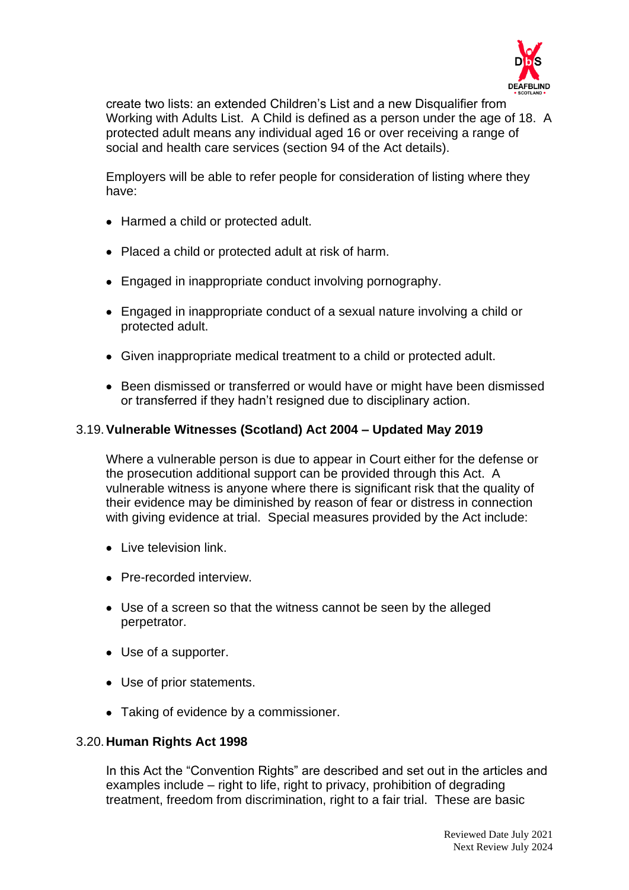create two lists: an extended Children's List and a new Disqualifier from Working with Adults List. A Child is defined as a person under the age of 18. A protected adult means any individual aged 16 or over receiving a range of social and health care services (section 94 of the Act details).

Employers will be able to refer people for consideration of listing where they have:

- Harmed a child or protected adult.
- Placed a child or protected adult at risk of harm.
- Engaged in inappropriate conduct involving pornography.
- Engaged in inappropriate conduct of a sexual nature involving a child or protected adult.
- Given inappropriate medical treatment to a child or protected adult.
- Been dismissed or transferred or would have or might have been dismissed or transferred if they hadn't resigned due to disciplinary action.

### 3.19. Vulnerable Witnesses (Scotland) Act 2004 – Updated May 2019

Where a vulnerable person is due to appear in Court either for the defense or the prosecution additional support can be provided through this Act. A vulnerable witness is anyone where there is significant risk that the quality of their evidence may be diminished by reason of fear or distress in connection with giving evidence at trial. Special measures provided by the Act include:

- Live television link.
- Pre-recorded interview.
- Use of a screen so that the witness cannot be seen by the alleged perpetrator.
- Use of a supporter.
- Use of prior statements.
- Taking of evidence by a commissioner.

### 3.20. Human Rights Act 1998

In this Act the "Convention Rights" are described and set out in the articles and examples include – right to life, right to privacy, prohibition of degrading treatment, freedom from discrimination, right to a fair trial. These are basic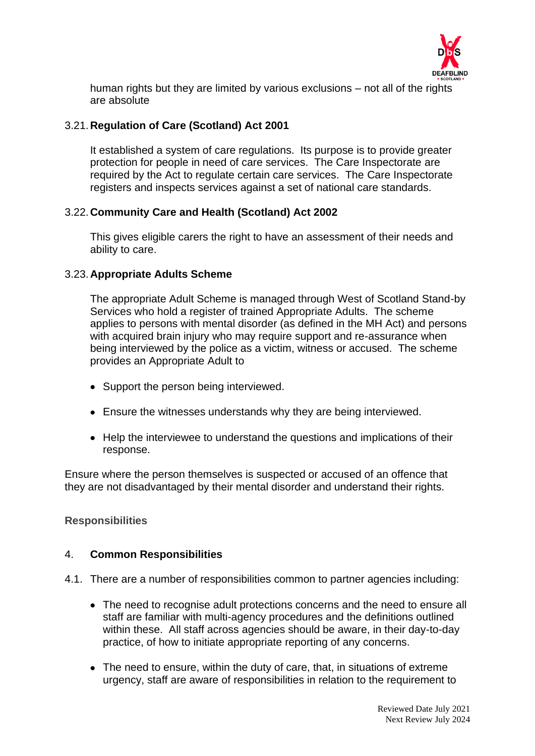human rights but they are limited by various exclusions – not all of the rights are absolute

3.21. **Regulation of Care (Scotland) Act 2001**

It established a system of care regulations. Its purpose is to provide greater protection for people in need of care services. The Care Inspectorate are required by the Act to regulate certain care services. The Care Inspectorate registers and inspects services against a set of national care standards.

3.22. **Community Care and Health (Scotland) Act 2002**

This gives eligible carers the right to have an assessment of their needs and ability to care.

3.23. **Appropriate Adults Scheme**

The appropriate Adult Scheme is managed through West of Scotland Stand-by Services who hold a register of trained Appropriate Adults. The scheme applies to persons with mental disorder (as defined in the MH Act) and persons with acquired brain injury who may require support and re-assurance when being interviewed by the police as a victim, witness or accused. The scheme provides an Appropriate Adult to

- Support the person being interviewed.
- Ensure the witnesses understands why they are being interviewed.
- Help the interviewee to understand the questions and implications of their response.

Ensure where the person themselves is suspected or accused of an offence that they are not disadvantaged by their mental disorder and understand their rights.

## Responsibilities

4. **Common Responsibilities**

4.1. There are a number of responsibilities common to partner agencies including:

- The need to recognise adult protections concerns and the need to ensure all staff are familiar with multi-agency procedures and the definitions outlined within these. All staff across agencies should be aware, in their day-to-day practice, of how to initiate appropriate reporting of any concerns.
- The need to ensure, within the duty of care, that, in situations of extreme urgency, staff are aware of responsibilities in relation to the requirement to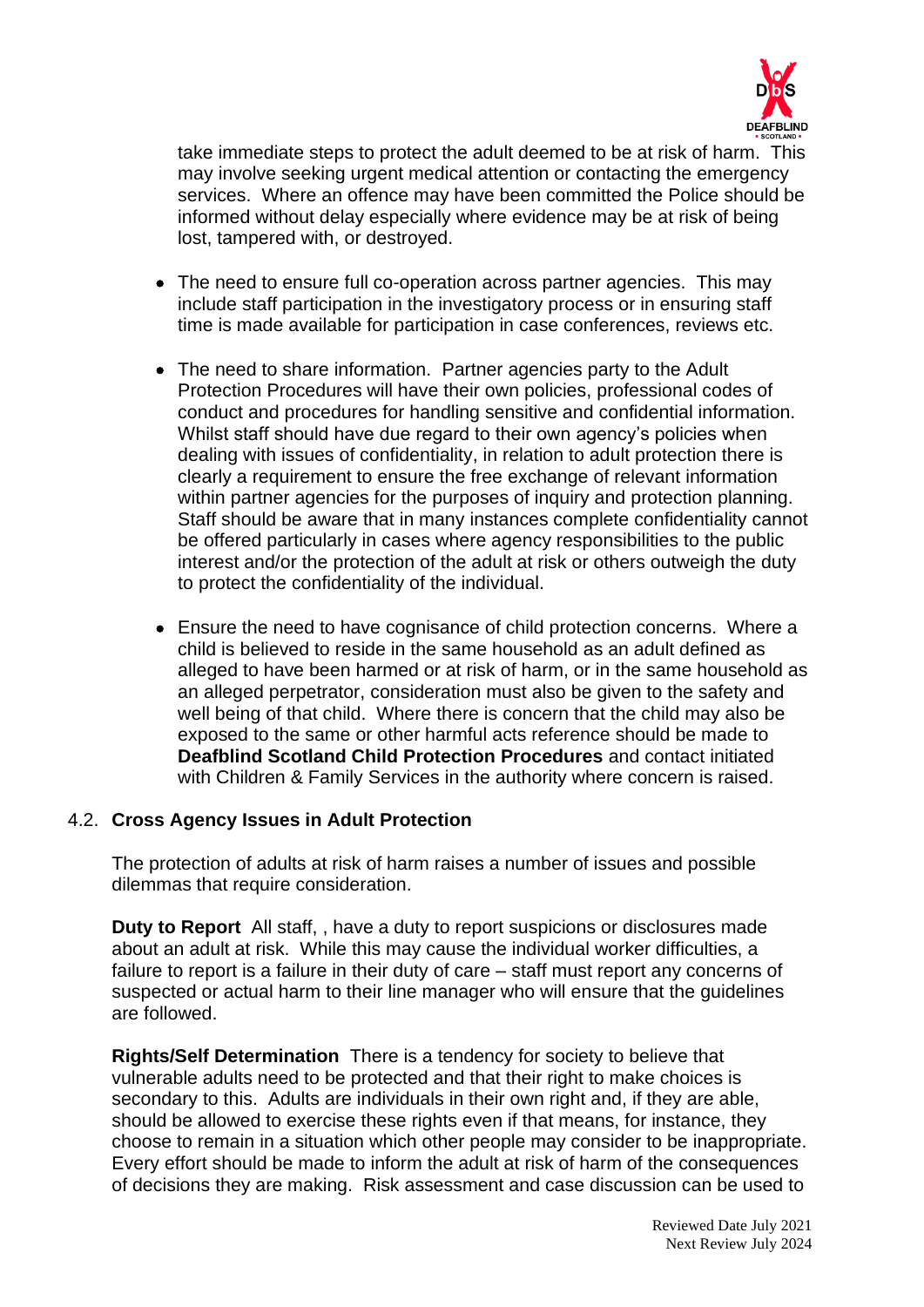take immediate steps to protect the adult deemed to be at risk of harm. This may involve seeking urgent medical attention or contacting the emergency services. Where an offence may have been committed the Police should be informed without delay especially where evidence may be at risk of being lost, tampered with, or destroyed.

- The need to ensure full co-operation across partner agencies. This may include staff participation in the investigatory process or in ensuring staff time is made available for participation in case conferences, reviews etc.

- The need to share information. Partner agencies party to the Adult Protection Procedures will have their own policies, professional codes of conduct and procedures for handling sensitive and confidential information. Whilst staff should have due regard to their own agency's policies when dealing with issues of confidentiality, in relation to adult protection there is clearly a requirement to ensure the free exchange of relevant information within partner agencies for the purposes of inquiry and protection planning. Staff should be aware that in many instances complete confidentiality cannot be offered particularly in cases where agency responsibilities to the public interest and/or the protection of the adult at risk or others outweigh the duty to protect the confidentiality of the individual.

- Ensure the need to have cognisance of child protection concerns. Where a child is believed to reside in the same household as an adult defined as alleged to have been harmed or at risk of harm, or in the same household as an alleged perpetrator, consideration must also be given to the safety and well being of that child. Where there is concern that the child may also be exposed to the same or other harmful acts reference should be made to **Deafblind Scotland Child Protection Procedures** and contact initiated with Children & Family Services in the authority where concern is raised.

### 4.2. Cross Agency Issues in Adult Protection

The protection of adults at risk of harm raises a number of issues and possible dilemmas that require consideration.

**Duty to Report** All staff, , have a duty to report suspicions or disclosures made about an adult at risk. While this may cause the individual worker difficulties, a failure to report is a failure in their duty of care – staff must report any concerns of suspected or actual harm to their line manager who will ensure that the guidelines are followed.

**Rights/Self Determination** There is a tendency for society to believe that vulnerable adults need to be protected and that their right to make choices is secondary to this. Adults are individuals in their own right and, if they are able, should be allowed to exercise these rights even if that means, for instance, they choose to remain in a situation which other people may consider to be inappropriate. Every effort should be made to inform the adult at risk of harm of the consequences of decisions they are making. Risk assessment and case discussion can be used to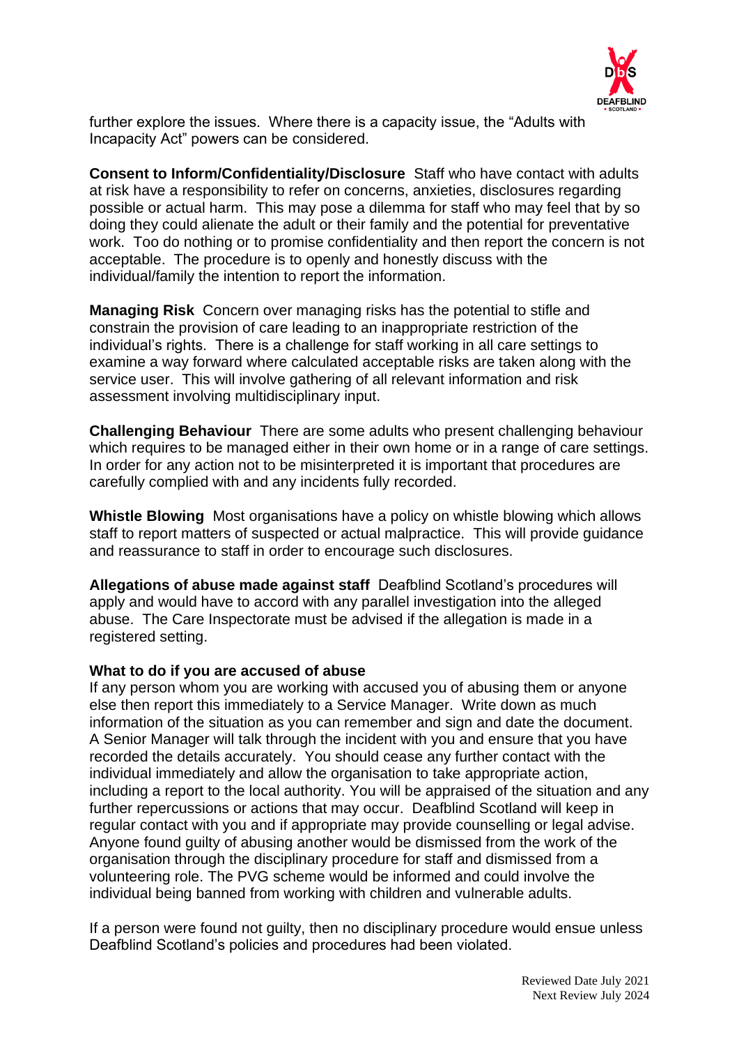further explore the issues. Where there is a capacity issue, the "Adults with Incapacity Act" powers can be considered.

**Consent to Inform/Confidentiality/Disclosure** Staff who have contact with adults at risk have a responsibility to refer on concerns, anxieties, disclosures regarding possible or actual harm. This may pose a dilemma for staff who may feel that by so doing they could alienate the adult or their family and the potential for preventative work. Too do nothing or to promise confidentiality and then report the concern is not acceptable. The procedure is to openly and honestly discuss with the individual/family the intention to report the information.

**Managing Risk** Concern over managing risks has the potential to stifle and constrain the provision of care leading to an inappropriate restriction of the individual's rights. There is a challenge for staff working in all care settings to examine a way forward where calculated acceptable risks are taken along with the service user. This will involve gathering of all relevant information and risk assessment involving multidisciplinary input.

**Challenging Behaviour** There are some adults who present challenging behaviour which requires to be managed either in their own home or in a range of care settings. In order for any action not to be misinterpreted it is important that procedures are carefully complied with and any incidents fully recorded.

**Whistle Blowing** Most organisations have a policy on whistle blowing which allows staff to report matters of suspected or actual malpractice. This will provide guidance and reassurance to staff in order to encourage such disclosures.

**Allegations of abuse made against staff** Deafblind Scotland's procedures will apply and would have to accord with any parallel investigation into the alleged abuse. The Care Inspectorate must be advised if the allegation is made in a registered setting.

**What to do if you are accused of abuse**

If any person whom you are working with accused you of abusing them or anyone else then report this immediately to a Service Manager. Write down as much information of the situation as you can remember and sign and date the document. A Senior Manager will talk through the incident with you and ensure that you have recorded the details accurately. You should cease any further contact with the individual immediately and allow the organisation to take appropriate action, including a report to the local authority. You will be appraised of the situation and any further repercussions or actions that may occur. Deafblind Scotland will keep in regular contact with you and if appropriate may provide counselling or legal advise. Anyone found guilty of abusing another would be dismissed from the work of the organisation through the disciplinary procedure for staff and dismissed from a volunteering role. The PVG scheme would be informed and could involve the individual being banned from working with children and vulnerable adults.

If a person were found not guilty, then no disciplinary procedure would ensue unless Deafblind Scotland's policies and procedures had been violated.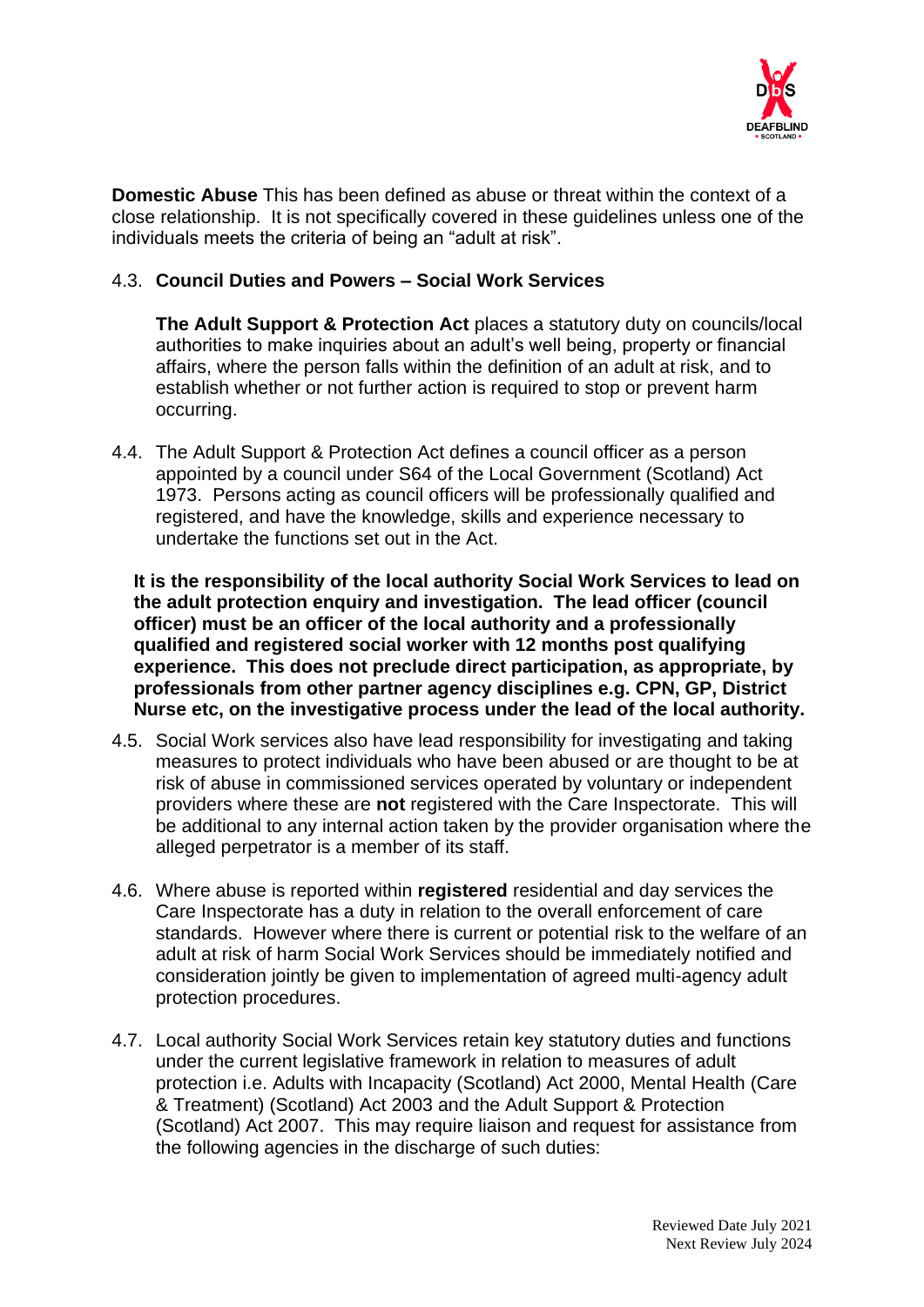**Domestic Abuse** This has been defined as abuse or threat within the context of a close relationship. It is not specifically covered in these guidelines unless one of the individuals meets the criteria of being an "adult at risk".

4.3. **Council Duties and Powers – Social Work Services**

**The Adult Support & Protection Act** places a statutory duty on councils/local authorities to make inquiries about an adult's well being, property or financial affairs, where the person falls within the definition of an adult at risk, and to establish whether or not further action is required to stop or prevent harm occurring.

4.4. The Adult Support & Protection Act defines a council officer as a person appointed by a council under S64 of the Local Government (Scotland) Act 1973. Persons acting as council officers will be professionally qualified and registered, and have the knowledge, skills and experience necessary to undertake the functions set out in the Act.

**It is the responsibility of the local authority Social Work Services to lead on the adult protection enquiry and investigation. The lead officer (council officer) must be an officer of the local authority and a professionally qualified and registered social worker with 12 months post qualifying experience. This does not preclude direct participation, as appropriate, by professionals from other partner agency disciplines e.g. CPN, GP, District Nurse etc, on the investigative process under the lead of the local authority.**

4.5. Social Work services also have lead responsibility for investigating and taking measures to protect individuals who have been abused or are thought to be at risk of abuse in commissioned services operated by voluntary or independent providers where these are **not** registered with the Care Inspectorate. This will be additional to any internal action taken by the provider organisation where the alleged perpetrator is a member of its staff.

4.6. Where abuse is reported within **registered** residential and day services the Care Inspectorate has a duty in relation to the overall enforcement of care standards. However where there is current or potential risk to the welfare of an adult at risk of harm Social Work Services should be immediately notified and consideration jointly be given to implementation of agreed multi-agency adult protection procedures.

4.7. Local authority Social Work Services retain key statutory duties and functions under the current legislative framework in relation to measures of adult protection i.e. Adults with Incapacity (Scotland) Act 2000, Mental Health (Care & Treatment) (Scotland) Act 2003 and the Adult Support & Protection (Scotland) Act 2007. This may require liaison and request for assistance from the following agencies in the discharge of such duties: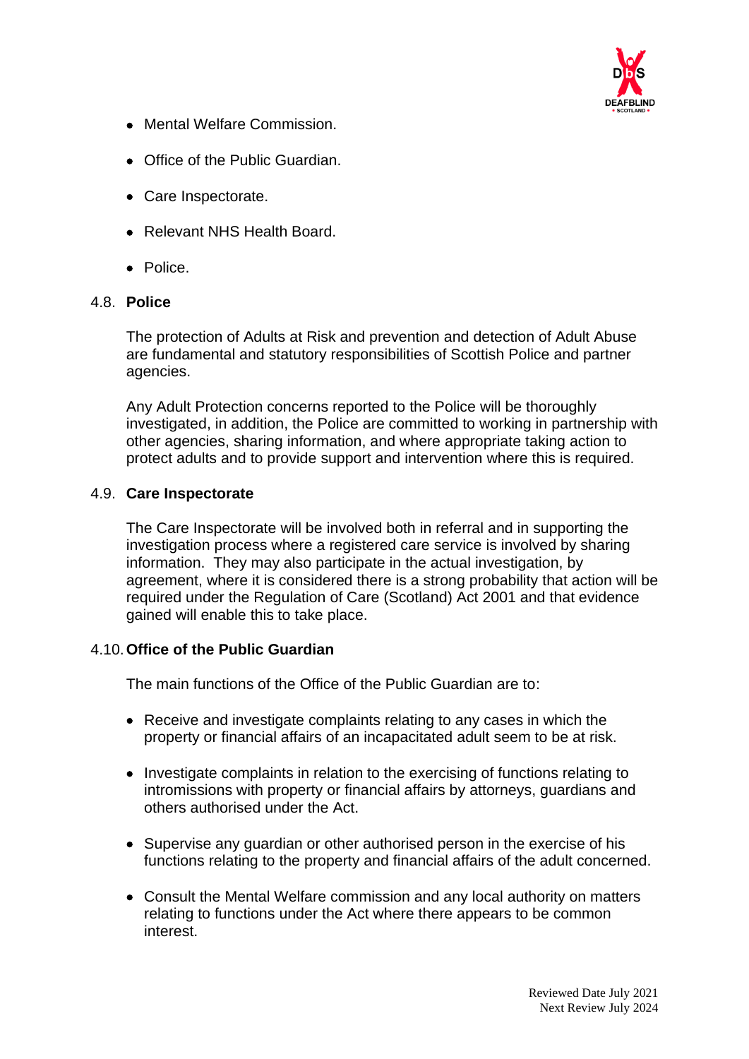- Mental Welfare Commission.
- Office of the Public Guardian.
- Care Inspectorate.
- Relevant NHS Health Board.
- Police.

### 4.8. Police

The protection of Adults at Risk and prevention and detection of Adult Abuse are fundamental and statutory responsibilities of Scottish Police and partner agencies.

Any Adult Protection concerns reported to the Police will be thoroughly investigated, in addition, the Police are committed to working in partnership with other agencies, sharing information, and where appropriate taking action to protect adults and to provide support and intervention where this is required.

### 4.9. Care Inspectorate

The Care Inspectorate will be involved both in referral and in supporting the investigation process where a registered care service is involved by sharing information. They may also participate in the actual investigation, by agreement, where it is considered there is a strong probability that action will be required under the Regulation of Care (Scotland) Act 2001 and that evidence gained will enable this to take place.

### 4.10. Office of the Public Guardian

The main functions of the Office of the Public Guardian are to:

- Receive and investigate complaints relating to any cases in which the property or financial affairs of an incapacitated adult seem to be at risk.
- Investigate complaints in relation to the exercising of functions relating to intromissions with property or financial affairs by attorneys, guardians and others authorised under the Act.
- Supervise any guardian or other authorised person in the exercise of his functions relating to the property and financial affairs of the adult concerned.
- Consult the Mental Welfare commission and any local authority on matters relating to functions under the Act where there appears to be common interest.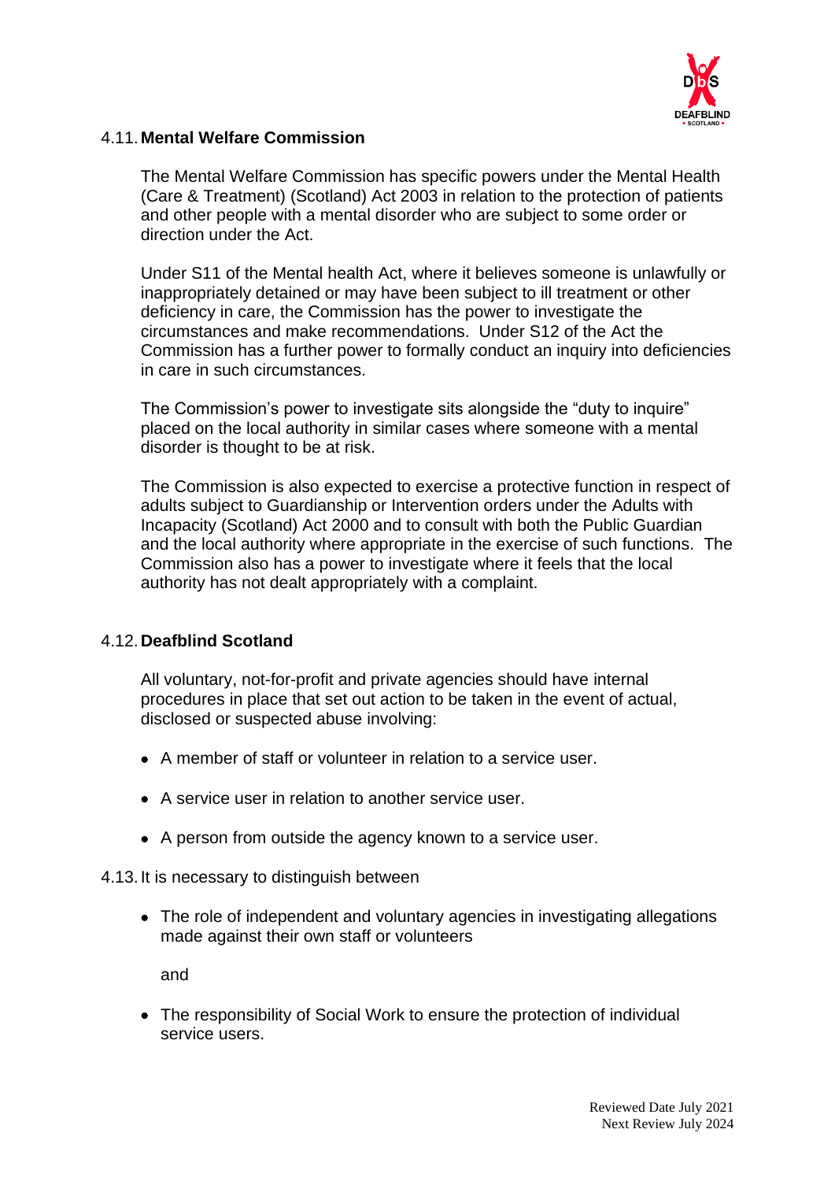4.11. **Mental Welfare Commission**

The Mental Welfare Commission has specific powers under the Mental Health (Care & Treatment) (Scotland) Act 2003 in relation to the protection of patients and other people with a mental disorder who are subject to some order or direction under the Act.

Under S11 of the Mental health Act, where it believes someone is unlawfully or inappropriately detained or may have been subject to ill treatment or other deficiency in care, the Commission has the power to investigate the circumstances and make recommendations. Under S12 of the Act the Commission has a further power to formally conduct an inquiry into deficiencies in care in such circumstances.

The Commission's power to investigate sits alongside the "duty to inquire" placed on the local authority in similar cases where someone with a mental disorder is thought to be at risk.

The Commission is also expected to exercise a protective function in respect of adults subject to Guardianship or Intervention orders under the Adults with Incapacity (Scotland) Act 2000 and to consult with both the Public Guardian and the local authority where appropriate in the exercise of such functions. The Commission also has a power to investigate where it feels that the local authority has not dealt appropriately with a complaint.

4.12. **Deafblind Scotland**

All voluntary, not-for-profit and private agencies should have internal procedures in place that set out action to be taken in the event of actual, disclosed or suspected abuse involving:

- A member of staff or volunteer in relation to a service user.
- A service user in relation to another service user.
- A person from outside the agency known to a service user.

4.13. It is necessary to distinguish between

- The role of independent and voluntary agencies in investigating allegations made against their own staff or volunteers

  and

- The responsibility of Social Work to ensure the protection of individual service users.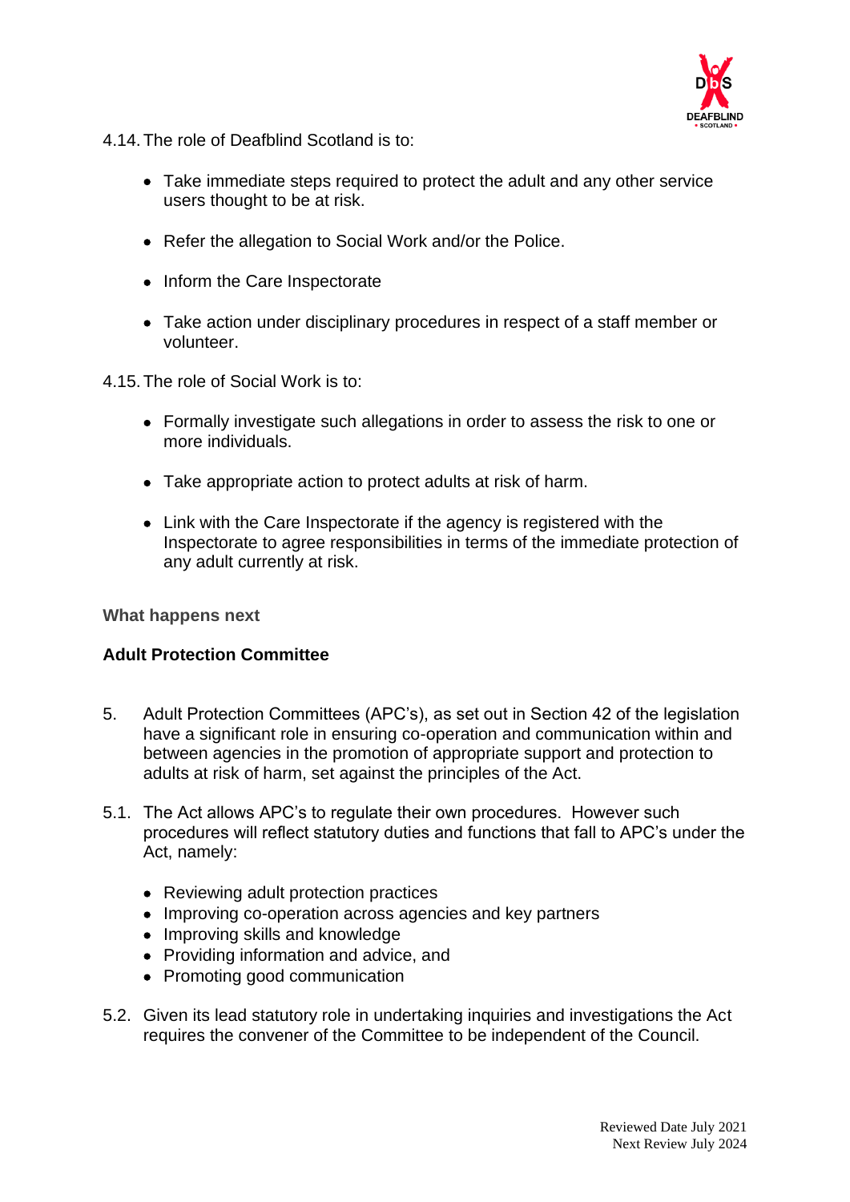4.14. The role of Deafblind Scotland is to:

- Take immediate steps required to protect the adult and any other service users thought to be at risk.
- Refer the allegation to Social Work and/or the Police.
- Inform the Care Inspectorate
- Take action under disciplinary procedures in respect of a staff member or volunteer.

4.15. The role of Social Work is to:

- Formally investigate such allegations in order to assess the risk to one or more individuals.
- Take appropriate action to protect adults at risk of harm.
- Link with the Care Inspectorate if the agency is registered with the Inspectorate to agree responsibilities in terms of the immediate protection of any adult currently at risk.

**What happens next**

**Adult Protection Committee**

5. Adult Protection Committees (APC's), as set out in Section 42 of the legislation have a significant role in ensuring co-operation and communication within and between agencies in the promotion of appropriate support and protection to adults at risk of harm, set against the principles of the Act.

5.1. The Act allows APC's to regulate their own procedures. However such procedures will reflect statutory duties and functions that fall to APC's under the Act, namely:

- Reviewing adult protection practices
- Improving co-operation across agencies and key partners
- Improving skills and knowledge
- Providing information and advice, and
- Promoting good communication

5.2. Given its lead statutory role in undertaking inquiries and investigations the Act requires the convener of the Committee to be independent of the Council.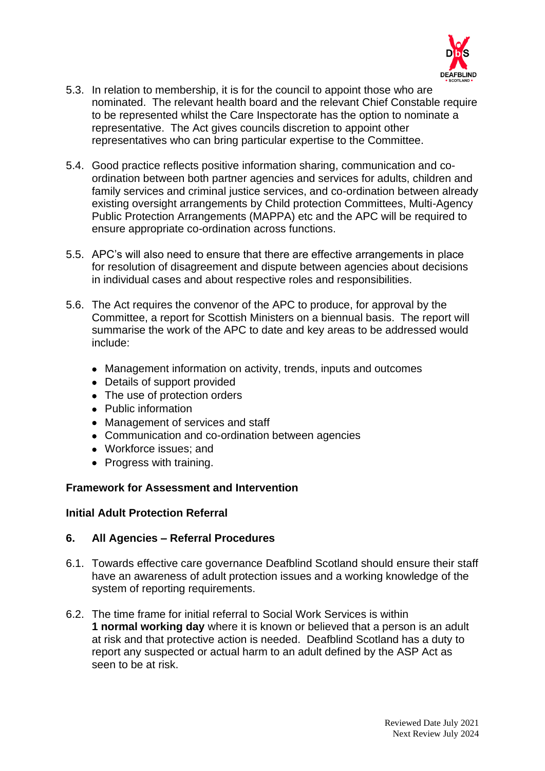5.3. In relation to membership, it is for the council to appoint those who are nominated. The relevant health board and the relevant Chief Constable require to be represented whilst the Care Inspectorate has the option to nominate a representative. The Act gives councils discretion to appoint other representatives who can bring particular expertise to the Committee.

5.4. Good practice reflects positive information sharing, communication and co-ordination between both partner agencies and services for adults, children and family services and criminal justice services, and co-ordination between already existing oversight arrangements by Child protection Committees, Multi-Agency Public Protection Arrangements (MAPPA) etc and the APC will be required to ensure appropriate co-ordination across functions.

5.5. APC's will also need to ensure that there are effective arrangements in place for resolution of disagreement and dispute between agencies about decisions in individual cases and about respective roles and responsibilities.

5.6. The Act requires the convenor of the APC to produce, for approval by the Committee, a report for Scottish Ministers on a biennual basis. The report will summarise the work of the APC to date and key areas to be addressed would include:

- Management information on activity, trends, inputs and outcomes
- Details of support provided
- The use of protection orders
- Public information
- Management of services and staff
- Communication and co-ordination between agencies
- Workforce issues; and
- Progress with training.

**Framework for Assessment and Intervention**

**Initial Adult Protection Referral**

## 6. All Agencies – Referral Procedures

6.1. Towards effective care governance Deafblind Scotland should ensure their staff have an awareness of adult protection issues and a working knowledge of the system of reporting requirements.

6.2. The time frame for initial referral to Social Work Services is within **1 normal working day** where it is known or believed that a person is an adult at risk and that protective action is needed. Deafblind Scotland has a duty to report any suspected or actual harm to an adult defined by the ASP Act as seen to be at risk.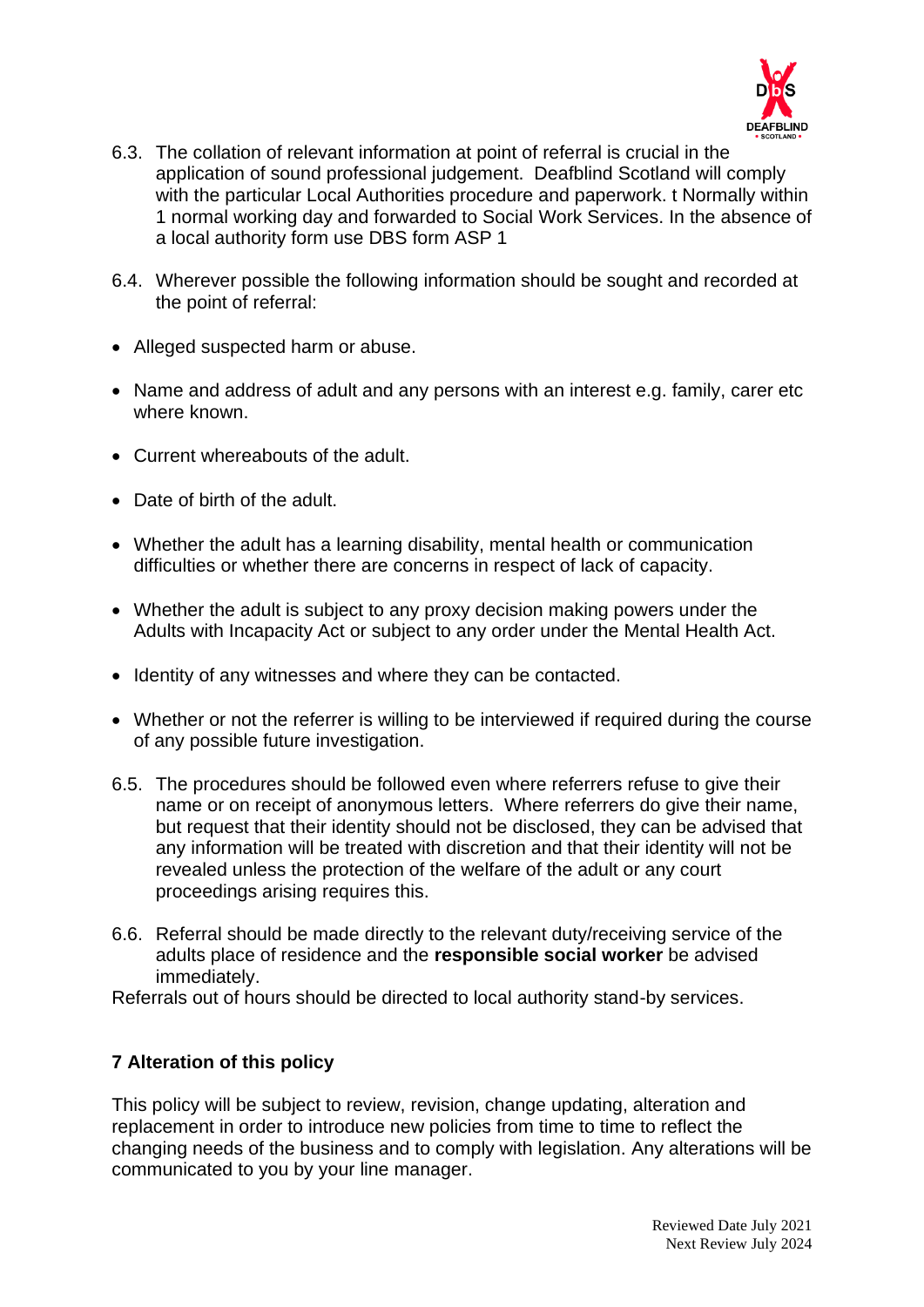6.3. The collation of relevant information at point of referral is crucial in the application of sound professional judgement. Deafblind Scotland will comply with the particular Local Authorities procedure and paperwork. t Normally within 1 normal working day and forwarded to Social Work Services. In the absence of a local authority form use DBS form ASP 1

6.4. Wherever possible the following information should be sought and recorded at the point of referral:

- Alleged suspected harm or abuse.
- Name and address of adult and any persons with an interest e.g. family, carer etc where known.
- Current whereabouts of the adult.
- Date of birth of the adult.
- Whether the adult has a learning disability, mental health or communication difficulties or whether there are concerns in respect of lack of capacity.
- Whether the adult is subject to any proxy decision making powers under the Adults with Incapacity Act or subject to any order under the Mental Health Act.
- Identity of any witnesses and where they can be contacted.
- Whether or not the referrer is willing to be interviewed if required during the course of any possible future investigation.

6.5. The procedures should be followed even where referrers refuse to give their name or on receipt of anonymous letters. Where referrers do give their name, but request that their identity should not be disclosed, they can be advised that any information will be treated with discretion and that their identity will not be revealed unless the protection of the welfare of the adult or any court proceedings arising requires this.

6.6. Referral should be made directly to the relevant duty/receiving service of the adults place of residence and the **responsible social worker** be advised immediately.

Referrals out of hours should be directed to local authority stand-by services.

## 7 Alteration of this policy

This policy will be subject to review, revision, change updating, alteration and replacement in order to introduce new policies from time to time to reflect the changing needs of the business and to comply with legislation. Any alterations will be communicated to you by your line manager.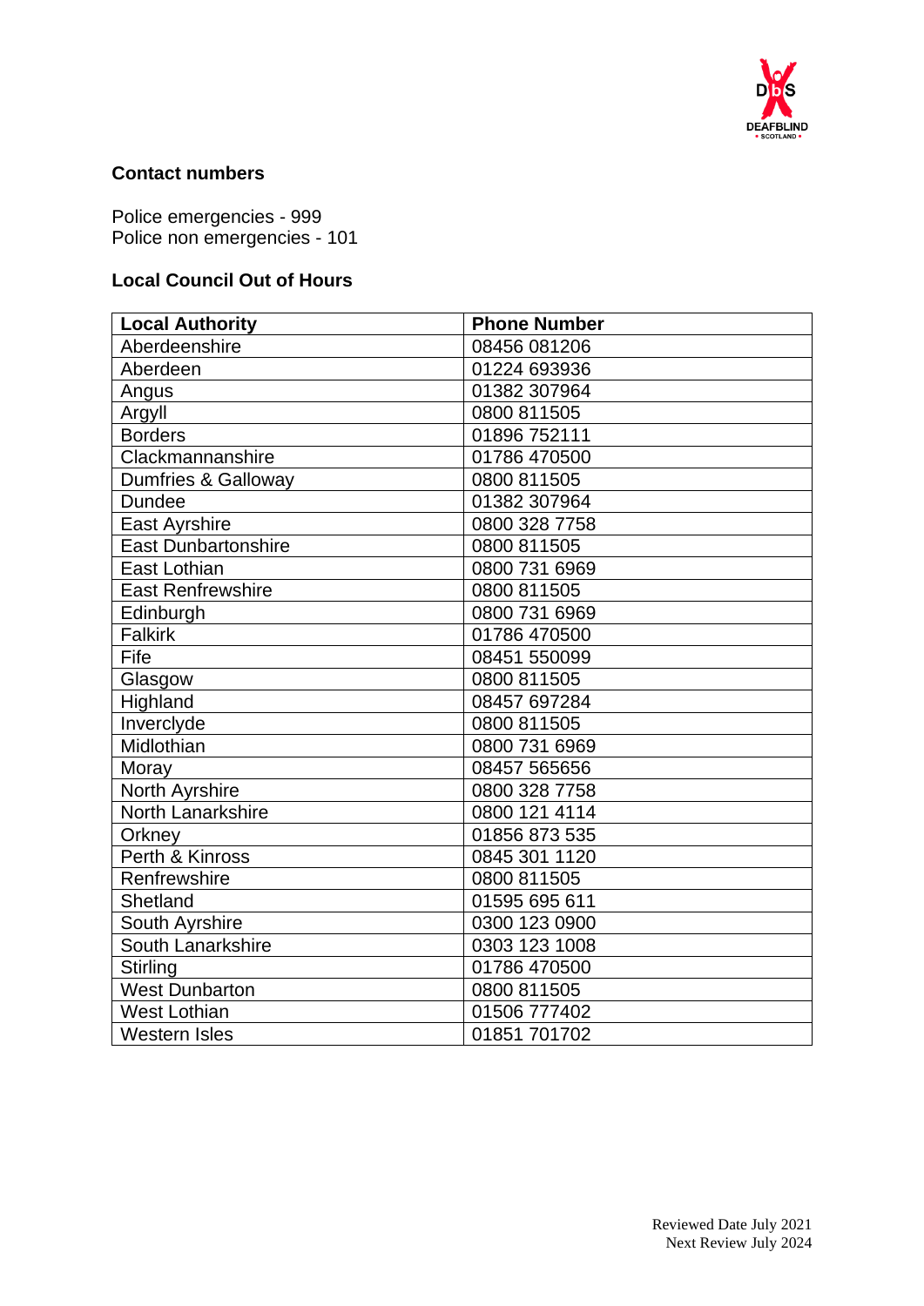## Contact numbers

Police emergencies - 999
Police non emergencies - 101

## Local Council Out of Hours

| Local Authority | Phone Number |
|---|---|
| Aberdeenshire | 08456 081206 |
| Aberdeen | 01224 693936 |
| Angus | 01382 307964 |
| Argyll | 0800 811505 |
| Borders | 01896 752111 |
| Clackmannanshire | 01786 470500 |
| Dumfries & Galloway | 0800 811505 |
| Dundee | 01382 307964 |
| East Ayrshire | 0800 328 7758 |
| East Dunbartonshire | 0800 811505 |
| East Lothian | 0800 731 6969 |
| East Renfrewshire | 0800 811505 |
| Edinburgh | 0800 731 6969 |
| Falkirk | 01786 470500 |
| Fife | 08451 550099 |
| Glasgow | 0800 811505 |
| Highland | 08457 697284 |
| Inverclyde | 0800 811505 |
| Midlothian | 0800 731 6969 |
| Moray | 08457 565656 |
| North Ayrshire | 0800 328 7758 |
| North Lanarkshire | 0800 121 4114 |
| Orkney | 01856 873 535 |
| Perth & Kinross | 0845 301 1120 |
| Renfrewshire | 0800 811505 |
| Shetland | 01595 695 611 |
| South Ayrshire | 0300 123 0900 |
| South Lanarkshire | 0303 123 1008 |
| Stirling | 01786 470500 |
| West Dunbarton | 0800 811505 |
| West Lothian | 01506 777402 |
| Western Isles | 01851 701702 |

Reviewed Date July 2021
Next Review July 2024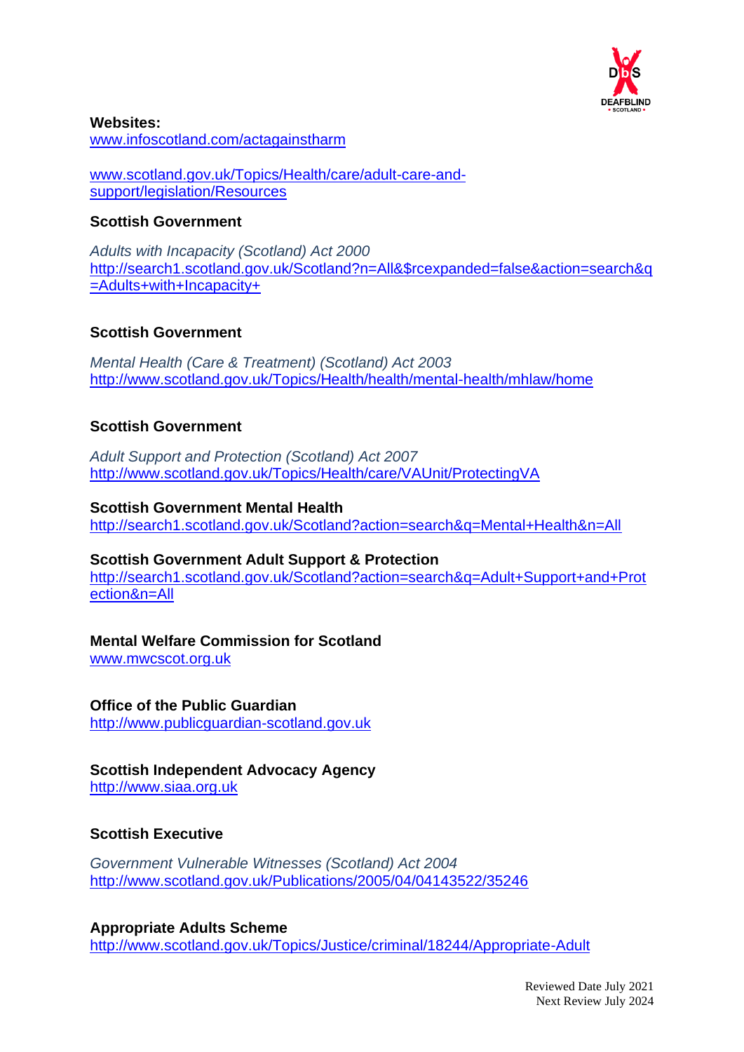**Websites:**
www.infoscotland.com/actagainstharm

www.scotland.gov.uk/Topics/Health/care/adult-care-and-support/legislation/Resources

**Scottish Government**

*Adults with Incapacity (Scotland) Act 2000*
http://search1.scotland.gov.uk/Scotland?n=All&$rcexpanded=false&action=search&q=Adults+with+Incapacity+

**Scottish Government**

*Mental Health (Care & Treatment) (Scotland) Act 2003*
http://www.scotland.gov.uk/Topics/Health/health/mental-health/mhlaw/home

**Scottish Government**

*Adult Support and Protection (Scotland) Act 2007*
http://www.scotland.gov.uk/Topics/Health/care/VAUnit/ProtectingVA

**Scottish Government Mental Health**
http://search1.scotland.gov.uk/Scotland?action=search&q=Mental+Health&n=All

**Scottish Government Adult Support & Protection**
http://search1.scotland.gov.uk/Scotland?action=search&q=Adult+Support+and+Protection&n=All

**Mental Welfare Commission for Scotland**
www.mwcscot.org.uk

**Office of the Public Guardian**
http://www.publicguardian-scotland.gov.uk

**Scottish Independent Advocacy Agency**
http://www.siaa.org.uk

**Scottish Executive**

*Government Vulnerable Witnesses (Scotland) Act 2004*
http://www.scotland.gov.uk/Publications/2005/04/04143522/35246

**Appropriate Adults Scheme**
http://www.scotland.gov.uk/Topics/Justice/criminal/18244/Appropriate-Adult

Reviewed Date July 2021
Next Review July 2024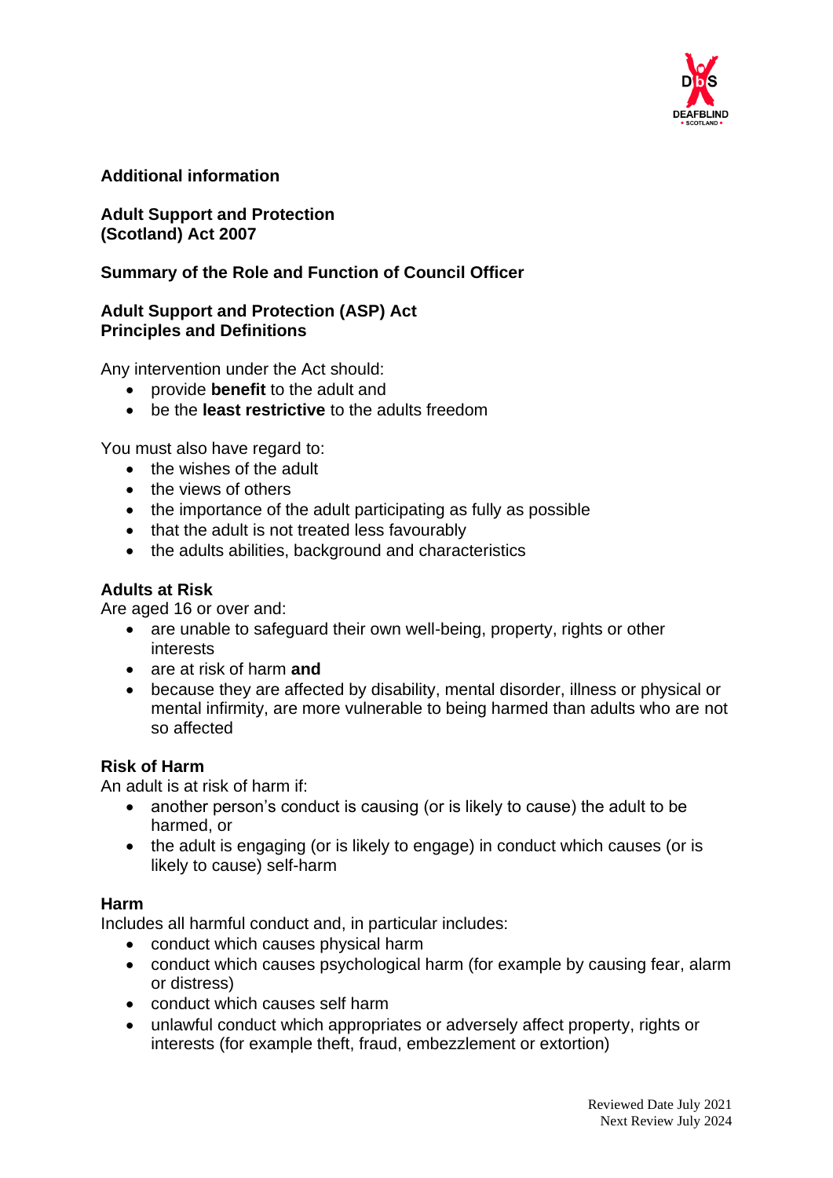**Additional information**

**Adult Support and Protection (Scotland) Act 2007**

**Summary of the Role and Function of Council Officer**

**Adult Support and Protection (ASP) Act Principles and Definitions**

Any intervention under the Act should:

- provide **benefit** to the adult and
- be the **least restrictive** to the adults freedom

You must also have regard to:

- the wishes of the adult
- the views of others
- the importance of the adult participating as fully as possible
- that the adult is not treated less favourably
- the adults abilities, background and characteristics

**Adults at Risk**

Are aged 16 or over and:

- are unable to safeguard their own well-being, property, rights or other interests
- are at risk of harm **and**
- because they are affected by disability, mental disorder, illness or physical or mental infirmity, are more vulnerable to being harmed than adults who are not so affected

**Risk of Harm**

An adult is at risk of harm if:

- another person's conduct is causing (or is likely to cause) the adult to be harmed, or
- the adult is engaging (or is likely to engage) in conduct which causes (or is likely to cause) self-harm

**Harm**

Includes all harmful conduct and, in particular includes:

- conduct which causes physical harm
- conduct which causes psychological harm (for example by causing fear, alarm or distress)
- conduct which causes self harm
- unlawful conduct which appropriates or adversely affect property, rights or interests (for example theft, fraud, embezzlement or extortion)

Reviewed Date July 2021
Next Review July 2024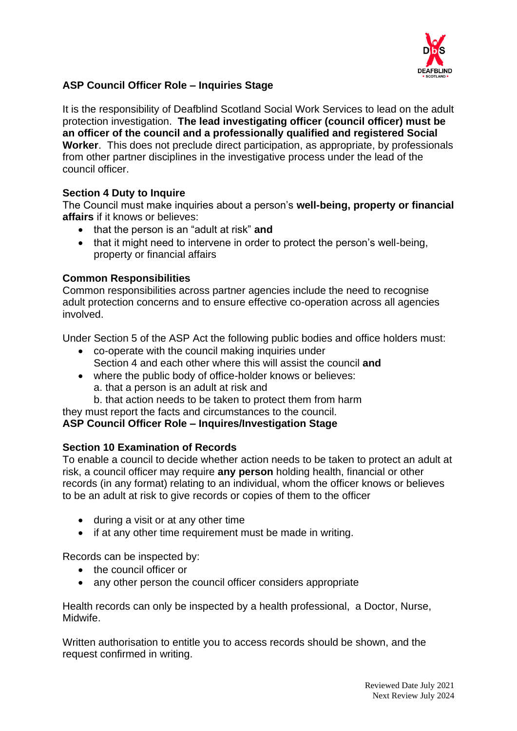## ASP Council Officer Role – Inquiries Stage

It is the responsibility of Deafblind Scotland Social Work Services to lead on the adult protection investigation. **The lead investigating officer (council officer) must be an officer of the council and a professionally qualified and registered Social Worker**. This does not preclude direct participation, as appropriate, by professionals from other partner disciplines in the investigative process under the lead of the council officer.

**Section 4 Duty to Inquire**

The Council must make inquiries about a person's **well-being, property or financial affairs** if it knows or believes:

- that the person is an "adult at risk" **and**
- that it might need to intervene in order to protect the person's well-being, property or financial affairs

**Common Responsibilities**

Common responsibilities across partner agencies include the need to recognise adult protection concerns and to ensure effective co-operation across all agencies involved.

Under Section 5 of the ASP Act the following public bodies and office holders must:

- co-operate with the council making inquiries under Section 4 and each other where this will assist the council **and**
- where the public body of office-holder knows or believes:
  a. that a person is an adult at risk and
  b. that action needs to be taken to protect them from harm

they must report the facts and circumstances to the council.

**ASP Council Officer Role – Inquires/Investigation Stage**

**Section 10 Examination of Records**

To enable a council to decide whether action needs to be taken to protect an adult at risk, a council officer may require **any person** holding health, financial or other records (in any format) relating to an individual, whom the officer knows or believes to be an adult at risk to give records or copies of them to the officer

- during a visit or at any other time
- if at any other time requirement must be made in writing.

Records can be inspected by:

- the council officer or
- any other person the council officer considers appropriate

Health records can only be inspected by a health professional, a Doctor, Nurse, Midwife.

Written authorisation to entitle you to access records should be shown, and the request confirmed in writing.

Reviewed Date July 2021
Next Review July 2024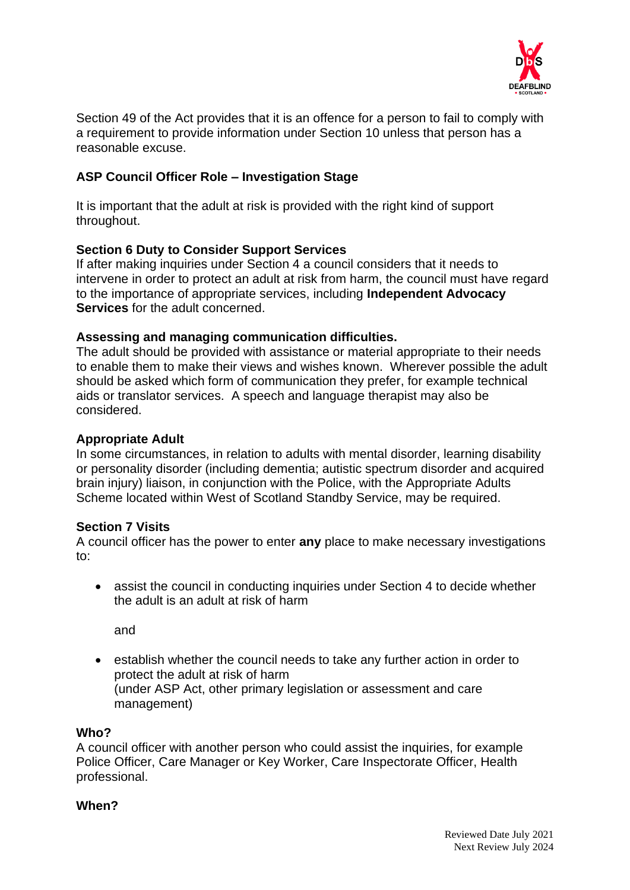Section 49 of the Act provides that it is an offence for a person to fail to comply with a requirement to provide information under Section 10 unless that person has a reasonable excuse.

## ASP Council Officer Role – Investigation Stage

It is important that the adult at risk is provided with the right kind of support throughout.

**Section 6 Duty to Consider Support Services**
If after making inquiries under Section 4 a council considers that it needs to intervene in order to protect an adult at risk from harm, the council must have regard to the importance of appropriate services, including **Independent Advocacy Services** for the adult concerned.

**Assessing and managing communication difficulties.**
The adult should be provided with assistance or material appropriate to their needs to enable them to make their views and wishes known. Wherever possible the adult should be asked which form of communication they prefer, for example technical aids or translator services. A speech and language therapist may also be considered.

**Appropriate Adult**
In some circumstances, in relation to adults with mental disorder, learning disability or personality disorder (including dementia; autistic spectrum disorder and acquired brain injury) liaison, in conjunction with the Police, with the Appropriate Adults Scheme located within West of Scotland Standby Service, may be required.

**Section 7 Visits**
A council officer has the power to enter **any** place to make necessary investigations to:

- assist the council in conducting inquiries under Section 4 to decide whether the adult is an adult at risk of harm

  and

- establish whether the council needs to take any further action in order to protect the adult at risk of harm
  (under ASP Act, other primary legislation or assessment and care management)

**Who?**
A council officer with another person who could assist the inquiries, for example Police Officer, Care Manager or Key Worker, Care Inspectorate Officer, Health professional.

**When?**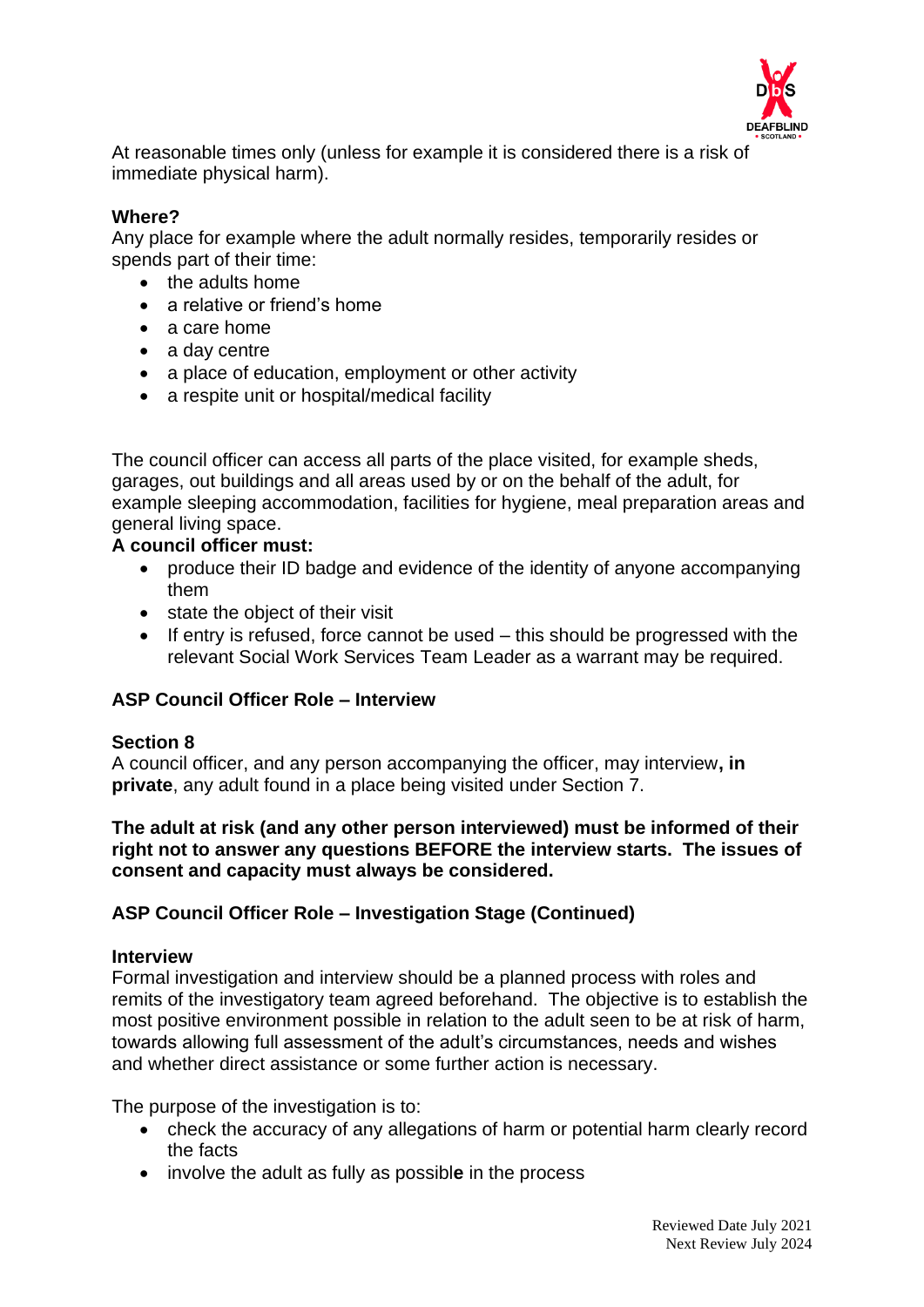At reasonable times only (unless for example it is considered there is a risk of immediate physical harm).

**Where?**
Any place for example where the adult normally resides, temporarily resides or spends part of their time:

- the adults home
- a relative or friend's home
- a care home
- a day centre
- a place of education, employment or other activity
- a respite unit or hospital/medical facility

The council officer can access all parts of the place visited, for example sheds, garages, out buildings and all areas used by or on the behalf of the adult, for example sleeping accommodation, facilities for hygiene, meal preparation areas and general living space.

**A council officer must:**

- produce their ID badge and evidence of the identity of anyone accompanying them
- state the object of their visit
- If entry is refused, force cannot be used – this should be progressed with the relevant Social Work Services Team Leader as a warrant may be required.

**ASP Council Officer Role – Interview**

**Section 8**
A council officer, and any person accompanying the officer, may interview**, in private**, any adult found in a place being visited under Section 7.

**The adult at risk (and any other person interviewed) must be informed of their right not to answer any questions BEFORE the interview starts. The issues of consent and capacity must always be considered.**

**ASP Council Officer Role – Investigation Stage (Continued)**

**Interview**
Formal investigation and interview should be a planned process with roles and remits of the investigatory team agreed beforehand. The objective is to establish the most positive environment possible in relation to the adult seen to be at risk of harm, towards allowing full assessment of the adult's circumstances, needs and wishes and whether direct assistance or some further action is necessary.

The purpose of the investigation is to:

- check the accuracy of any allegations of harm or potential harm clearly record the facts
- involve the adult as fully as possibl**e** in the process

Reviewed Date July 2021
Next Review July 2024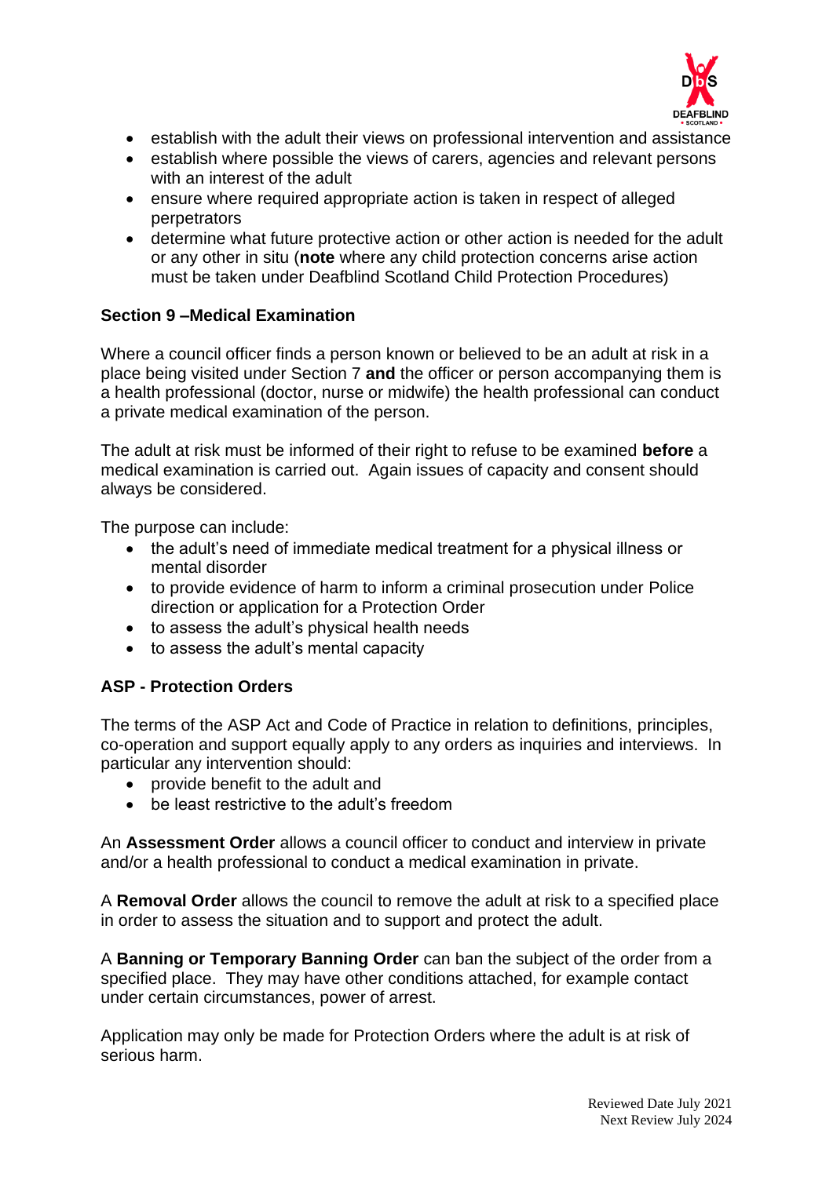- establish with the adult their views on professional intervention and assistance
- establish where possible the views of carers, agencies and relevant persons with an interest of the adult
- ensure where required appropriate action is taken in respect of alleged perpetrators
- determine what future protective action or other action is needed for the adult or any other in situ (**note** where any child protection concerns arise action must be taken under Deafblind Scotland Child Protection Procedures)

**Section 9 –Medical Examination**

Where a council officer finds a person known or believed to be an adult at risk in a place being visited under Section 7 **and** the officer or person accompanying them is a health professional (doctor, nurse or midwife) the health professional can conduct a private medical examination of the person.

The adult at risk must be informed of their right to refuse to be examined **before** a medical examination is carried out. Again issues of capacity and consent should always be considered.

The purpose can include:

- the adult's need of immediate medical treatment for a physical illness or mental disorder
- to provide evidence of harm to inform a criminal prosecution under Police direction or application for a Protection Order
- to assess the adult's physical health needs
- to assess the adult's mental capacity

**ASP - Protection Orders**

The terms of the ASP Act and Code of Practice in relation to definitions, principles, co-operation and support equally apply to any orders as inquiries and interviews. In particular any intervention should:

- provide benefit to the adult and
- be least restrictive to the adult's freedom

An **Assessment Order** allows a council officer to conduct and interview in private and/or a health professional to conduct a medical examination in private.

A **Removal Order** allows the council to remove the adult at risk to a specified place in order to assess the situation and to support and protect the adult.

A **Banning or Temporary Banning Order** can ban the subject of the order from a specified place. They may have other conditions attached, for example contact under certain circumstances, power of arrest.

Application may only be made for Protection Orders where the adult is at risk of serious harm.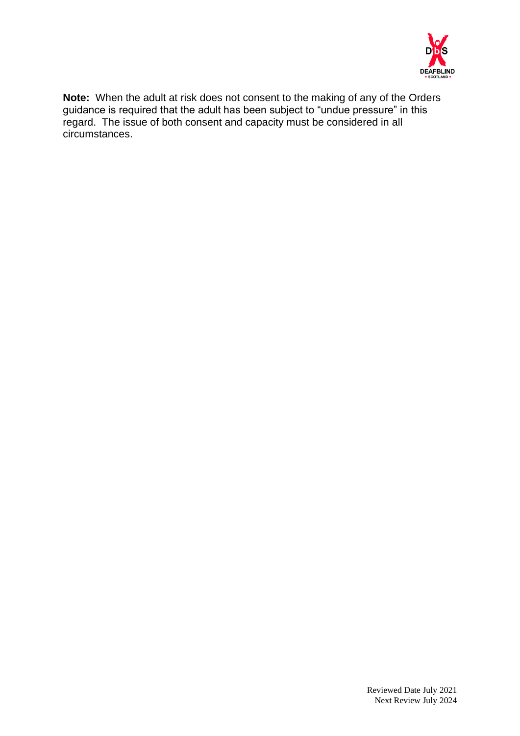**Note:** When the adult at risk does not consent to the making of any of the Orders guidance is required that the adult has been subject to "undue pressure" in this regard. The issue of both consent and capacity must be considered in all circumstances.

Reviewed Date July 2021
Next Review July 2024